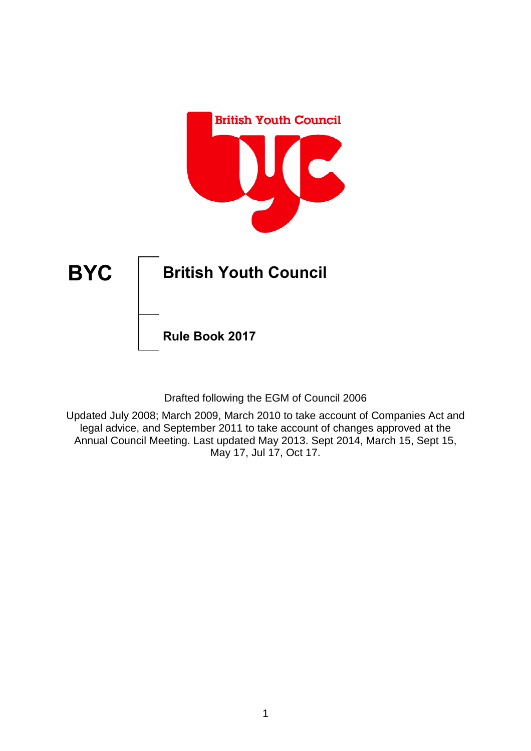British Youth Council

# BYC

# British Youth Council

## Rule Book 2017

Drafted following the EGM of Council 2006

Updated July 2008; March 2009, March 2010 to take account of Companies Act and legal advice, and September 2011 to take account of changes approved at the Annual Council Meeting. Last updated May 2013. Sept 2014, March 15, Sept 15, May 17, Jul 17, Oct 17.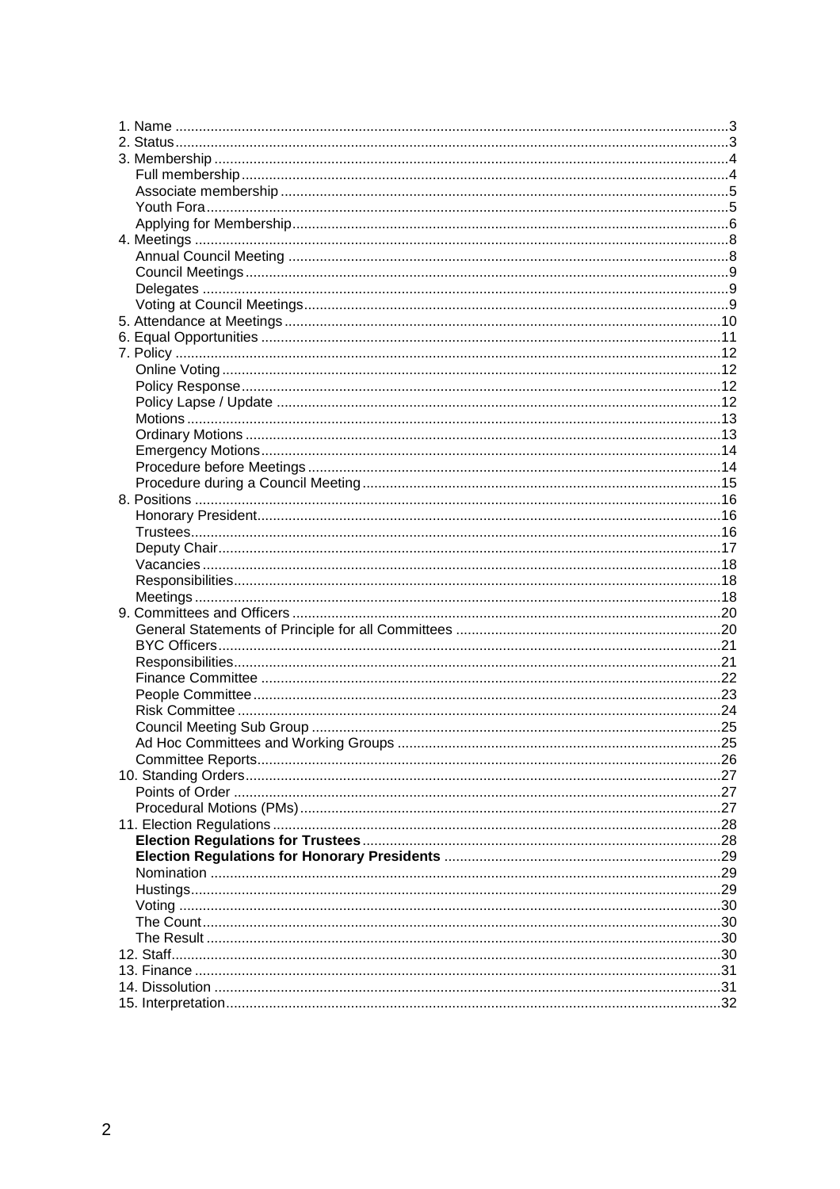1. Name ..........3
2. Status..........3
3. Membership ..........4
   - Full membership..........4
   - Associate membership..........5
   - Youth Fora..........5
   - Applying for Membership..........6
4. Meetings ..........8
   - Annual Council Meeting ..........8
   - Council Meetings..........9
   - Delegates ..........9
   - Voting at Council Meetings..........9
5. Attendance at Meetings..........10
6. Equal Opportunities ..........11
7. Policy ..........12
   - Online Voting..........12
   - Policy Response..........12
   - Policy Lapse / Update ..........12
   - Motions..........13
   - Ordinary Motions..........13
   - Emergency Motions..........14
   - Procedure before Meetings..........14
   - Procedure during a Council Meeting..........15
8. Positions ..........16
   - Honorary President..........16
   - Trustees..........16
   - Deputy Chair..........17
   - Vacancies..........18
   - Responsibilities..........18
   - Meetings..........18
9. Committees and Officers..........20
   - General Statements of Principle for all Committees ..........20
   - BYC Officers..........21
   - Responsibilities..........21
   - Finance Committee ..........22
   - People Committee..........23
   - Risk Committee..........24
   - Council Meeting Sub Group ..........25
   - Ad Hoc Committees and Working Groups ..........25
   - Committee Reports..........26
10. Standing Orders..........27
    - Points of Order ..........27
    - Procedural Motions (PMs)..........27
11. Election Regulations..........28
    - **Election Regulations for Trustees**..........28
    - **Election Regulations for Honorary Presidents** ..........29
    - Nomination ..........29
    - Hustings..........29
    - Voting ..........30
    - The Count..........30
    - The Result ..........30
12. Staff..........30
13. Finance ..........31
14. Dissolution ..........31
15. Interpretation..........32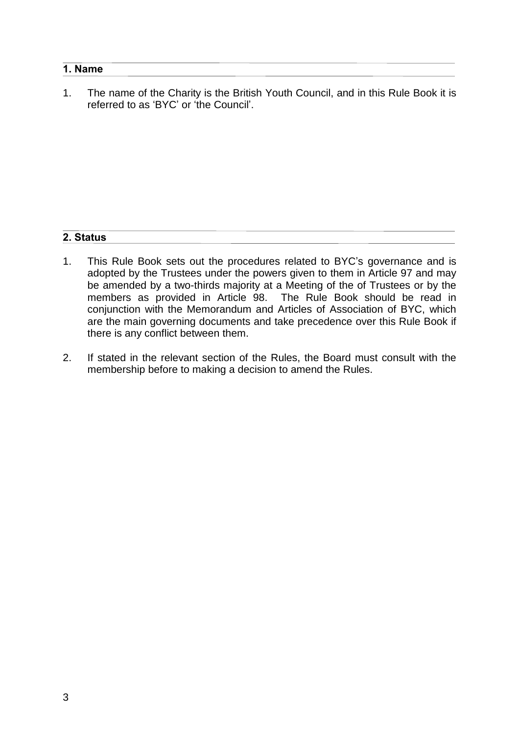## 1. Name

1. The name of the Charity is the British Youth Council, and in this Rule Book it is referred to as 'BYC' or 'the Council'.

## 2. Status

1. This Rule Book sets out the procedures related to BYC's governance and is adopted by the Trustees under the powers given to them in Article 97 and may be amended by a two-thirds majority at a Meeting of the of Trustees or by the members as provided in Article 98. The Rule Book should be read in conjunction with the Memorandum and Articles of Association of BYC, which are the main governing documents and take precedence over this Rule Book if there is any conflict between them.

2. If stated in the relevant section of the Rules, the Board must consult with the membership before to making a decision to amend the Rules.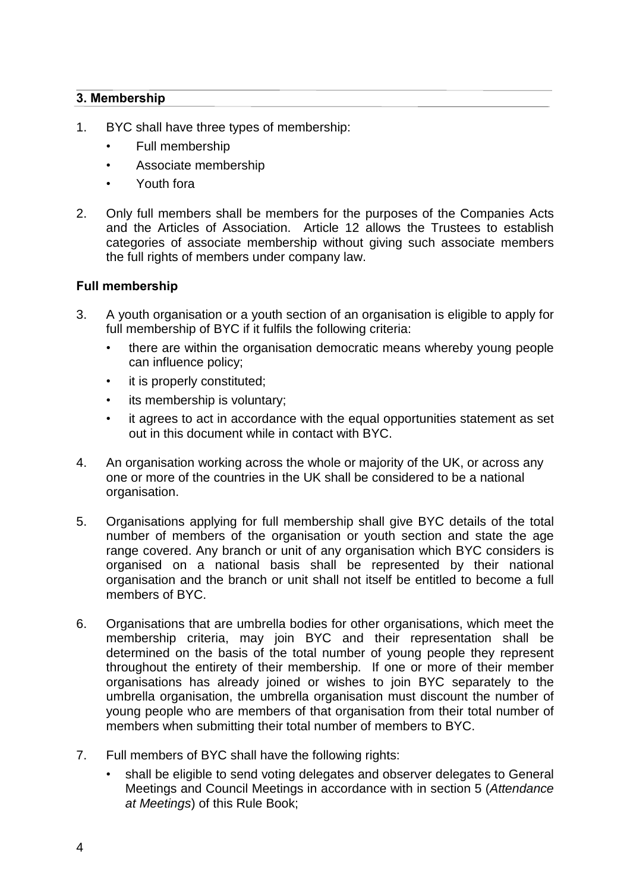## 3. Membership

1. BYC shall have three types of membership:
   - Full membership
   - Associate membership
   - Youth fora

2. Only full members shall be members for the purposes of the Companies Acts and the Articles of Association. Article 12 allows the Trustees to establish categories of associate membership without giving such associate members the full rights of members under company law.

### Full membership

3. A youth organisation or a youth section of an organisation is eligible to apply for full membership of BYC if it fulfils the following criteria:
   - there are within the organisation democratic means whereby young people can influence policy;
   - it is properly constituted;
   - its membership is voluntary;
   - it agrees to act in accordance with the equal opportunities statement as set out in this document while in contact with BYC.

4. An organisation working across the whole or majority of the UK, or across any one or more of the countries in the UK shall be considered to be a national organisation.

5. Organisations applying for full membership shall give BYC details of the total number of members of the organisation or youth section and state the age range covered. Any branch or unit of any organisation which BYC considers is organised on a national basis shall be represented by their national organisation and the branch or unit shall not itself be entitled to become a full members of BYC.

6. Organisations that are umbrella bodies for other organisations, which meet the membership criteria, may join BYC and their representation shall be determined on the basis of the total number of young people they represent throughout the entirety of their membership. If one or more of their member organisations has already joined or wishes to join BYC separately to the umbrella organisation, the umbrella organisation must discount the number of young people who are members of that organisation from their total number of members when submitting their total number of members to BYC.

7. Full members of BYC shall have the following rights:
   - shall be eligible to send voting delegates and observer delegates to General Meetings and Council Meetings in accordance with in section 5 (*Attendance at Meetings*) of this Rule Book;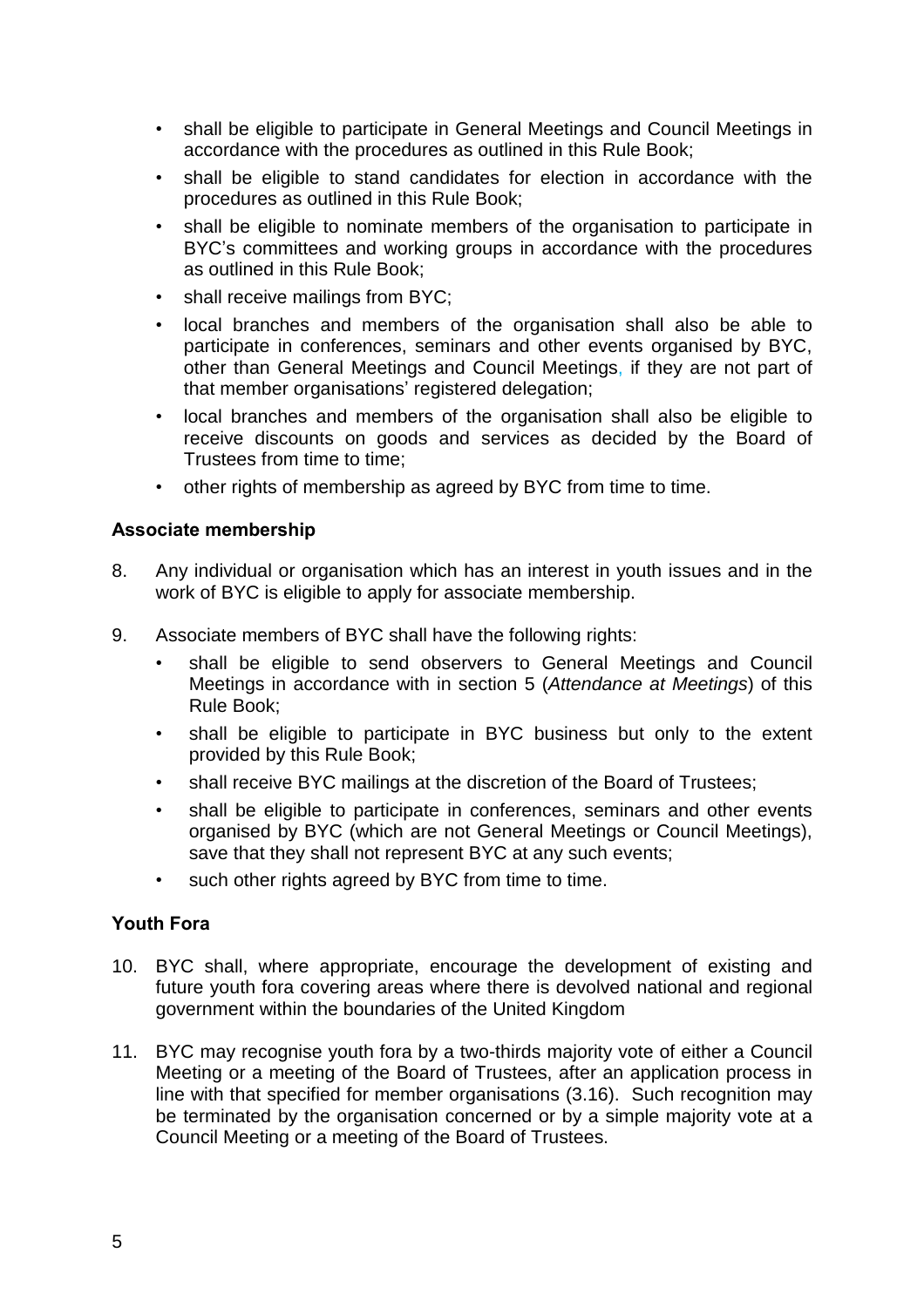- shall be eligible to participate in General Meetings and Council Meetings in accordance with the procedures as outlined in this Rule Book;
- shall be eligible to stand candidates for election in accordance with the procedures as outlined in this Rule Book;
- shall be eligible to nominate members of the organisation to participate in BYC's committees and working groups in accordance with the procedures as outlined in this Rule Book;
- shall receive mailings from BYC;
- local branches and members of the organisation shall also be able to participate in conferences, seminars and other events organised by BYC, other than General Meetings and Council Meetings, if they are not part of that member organisations' registered delegation;
- local branches and members of the organisation shall also be eligible to receive discounts on goods and services as decided by the Board of Trustees from time to time;
- other rights of membership as agreed by BYC from time to time.

### Associate membership

8. Any individual or organisation which has an interest in youth issues and in the work of BYC is eligible to apply for associate membership.

9. Associate members of BYC shall have the following rights:
   - shall be eligible to send observers to General Meetings and Council Meetings in accordance with in section 5 (*Attendance at Meetings*) of this Rule Book;
   - shall be eligible to participate in BYC business but only to the extent provided by this Rule Book;
   - shall receive BYC mailings at the discretion of the Board of Trustees;
   - shall be eligible to participate in conferences, seminars and other events organised by BYC (which are not General Meetings or Council Meetings), save that they shall not represent BYC at any such events;
   - such other rights agreed by BYC from time to time.

### Youth Fora

10. BYC shall, where appropriate, encourage the development of existing and future youth fora covering areas where there is devolved national and regional government within the boundaries of the United Kingdom

11. BYC may recognise youth fora by a two-thirds majority vote of either a Council Meeting or a meeting of the Board of Trustees, after an application process in line with that specified for member organisations (3.16). Such recognition may be terminated by the organisation concerned or by a simple majority vote at a Council Meeting or a meeting of the Board of Trustees.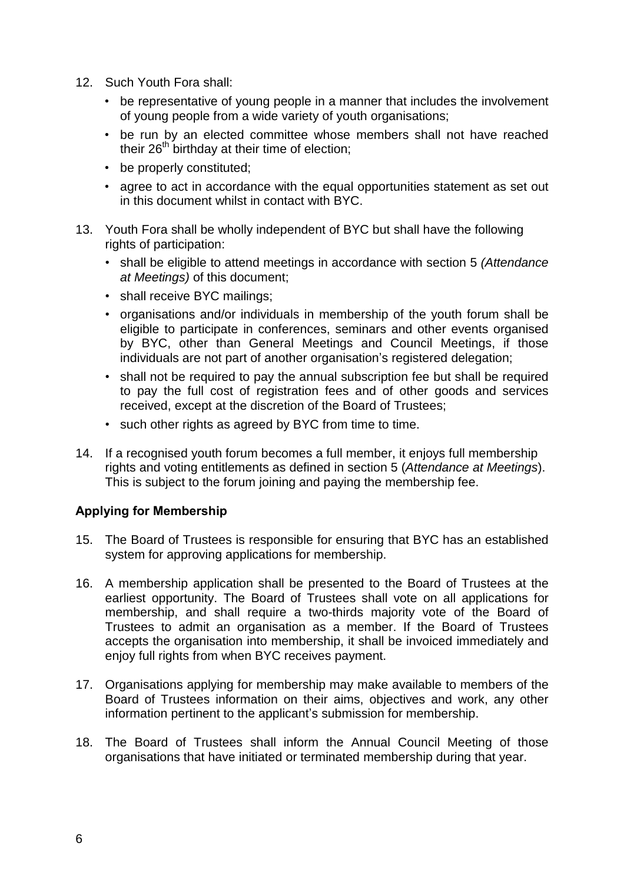12. Such Youth Fora shall:
    - be representative of young people in a manner that includes the involvement of young people from a wide variety of youth organisations;
    - be run by an elected committee whose members shall not have reached their 26th birthday at their time of election;
    - be properly constituted;
    - agree to act in accordance with the equal opportunities statement as set out in this document whilst in contact with BYC.

13. Youth Fora shall be wholly independent of BYC but shall have the following rights of participation:
    - shall be eligible to attend meetings in accordance with section 5 *(Attendance at Meetings)* of this document;
    - shall receive BYC mailings;
    - organisations and/or individuals in membership of the youth forum shall be eligible to participate in conferences, seminars and other events organised by BYC, other than General Meetings and Council Meetings, if those individuals are not part of another organisation's registered delegation;
    - shall not be required to pay the annual subscription fee but shall be required to pay the full cost of registration fees and of other goods and services received, except at the discretion of the Board of Trustees;
    - such other rights as agreed by BYC from time to time.

14. If a recognised youth forum becomes a full member, it enjoys full membership rights and voting entitlements as defined in section 5 (*Attendance at Meetings*). This is subject to the forum joining and paying the membership fee.

**Applying for Membership**

15. The Board of Trustees is responsible for ensuring that BYC has an established system for approving applications for membership.

16. A membership application shall be presented to the Board of Trustees at the earliest opportunity. The Board of Trustees shall vote on all applications for membership, and shall require a two-thirds majority vote of the Board of Trustees to admit an organisation as a member. If the Board of Trustees accepts the organisation into membership, it shall be invoiced immediately and enjoy full rights from when BYC receives payment.

17. Organisations applying for membership may make available to members of the Board of Trustees information on their aims, objectives and work, any other information pertinent to the applicant's submission for membership.

18. The Board of Trustees shall inform the Annual Council Meeting of those organisations that have initiated or terminated membership during that year.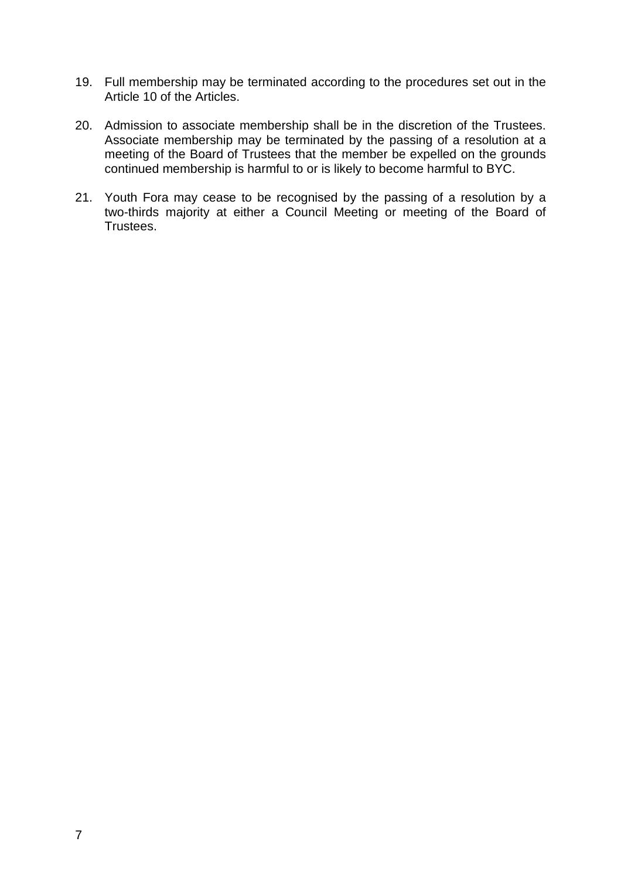19. Full membership may be terminated according to the procedures set out in the Article 10 of the Articles.

20. Admission to associate membership shall be in the discretion of the Trustees. Associate membership may be terminated by the passing of a resolution at a meeting of the Board of Trustees that the member be expelled on the grounds continued membership is harmful to or is likely to become harmful to BYC.

21. Youth Fora may cease to be recognised by the passing of a resolution by a two-thirds majority at either a Council Meeting or meeting of the Board of Trustees.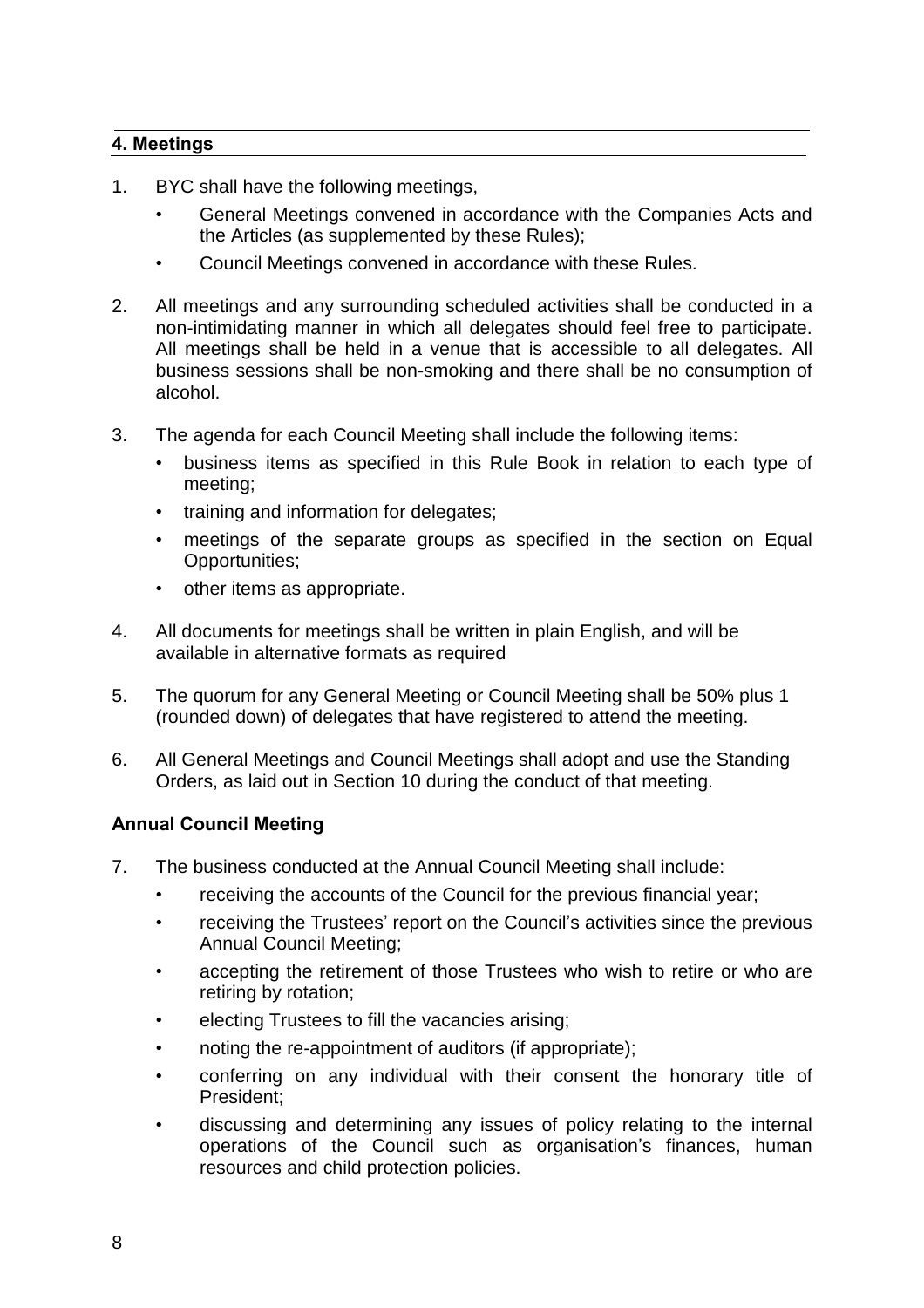## 4. Meetings

1. BYC shall have the following meetings,
   - General Meetings convened in accordance with the Companies Acts and the Articles (as supplemented by these Rules);
   - Council Meetings convened in accordance with these Rules.

2. All meetings and any surrounding scheduled activities shall be conducted in a non-intimidating manner in which all delegates should feel free to participate. All meetings shall be held in a venue that is accessible to all delegates. All business sessions shall be non-smoking and there shall be no consumption of alcohol.

3. The agenda for each Council Meeting shall include the following items:
   - business items as specified in this Rule Book in relation to each type of meeting;
   - training and information for delegates;
   - meetings of the separate groups as specified in the section on Equal Opportunities;
   - other items as appropriate.

4. All documents for meetings shall be written in plain English, and will be available in alternative formats as required

5. The quorum for any General Meeting or Council Meeting shall be 50% plus 1 (rounded down) of delegates that have registered to attend the meeting.

6. All General Meetings and Council Meetings shall adopt and use the Standing Orders, as laid out in Section 10 during the conduct of that meeting.

### Annual Council Meeting

7. The business conducted at the Annual Council Meeting shall include:
   - receiving the accounts of the Council for the previous financial year;
   - receiving the Trustees' report on the Council's activities since the previous Annual Council Meeting;
   - accepting the retirement of those Trustees who wish to retire or who are retiring by rotation;
   - electing Trustees to fill the vacancies arising;
   - noting the re-appointment of auditors (if appropriate);
   - conferring on any individual with their consent the honorary title of President;
   - discussing and determining any issues of policy relating to the internal operations of the Council such as organisation's finances, human resources and child protection policies.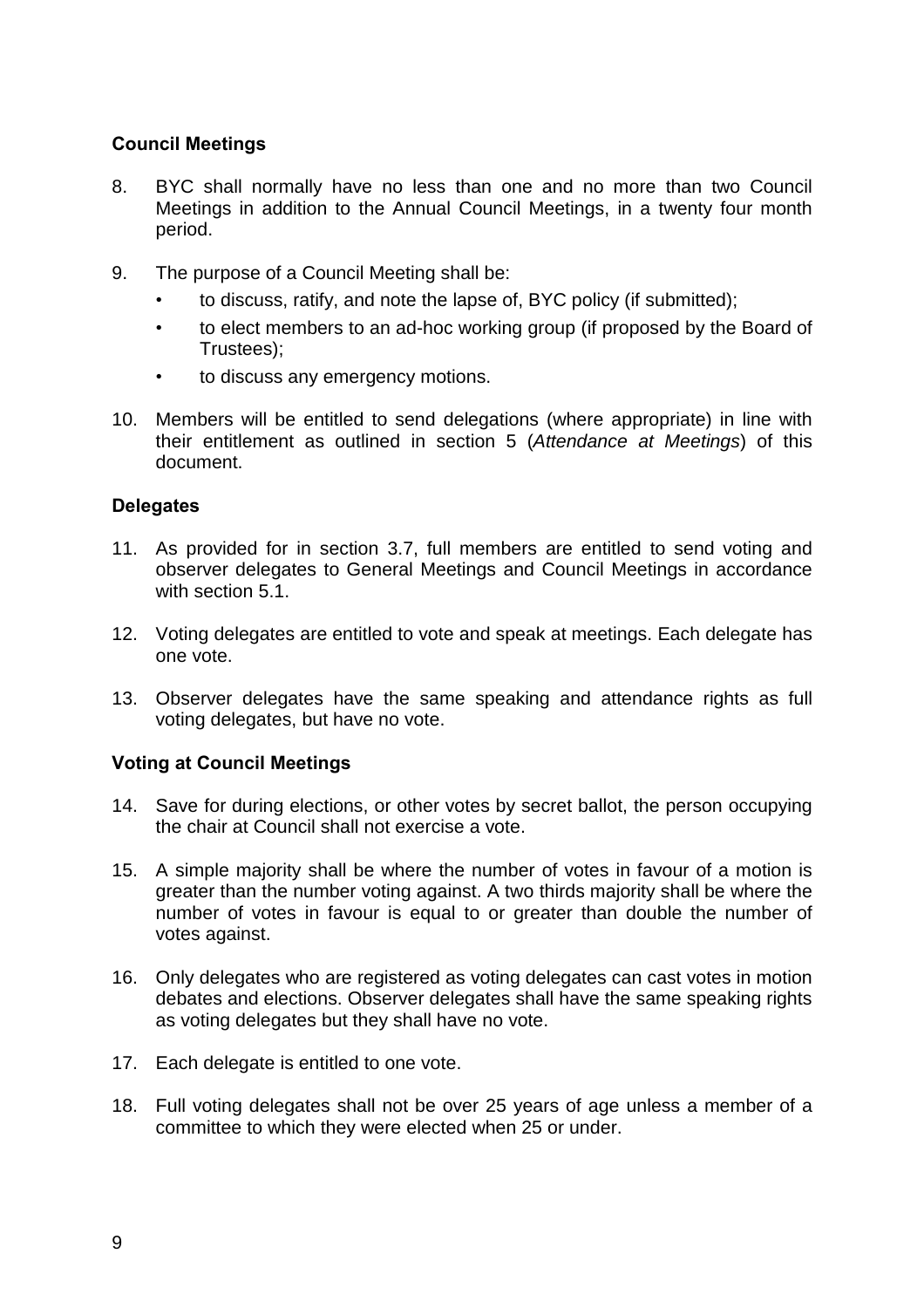### Council Meetings

8. BYC shall normally have no less than one and no more than two Council Meetings in addition to the Annual Council Meetings, in a twenty four month period.

9. The purpose of a Council Meeting shall be:
   - to discuss, ratify, and note the lapse of, BYC policy (if submitted);
   - to elect members to an ad-hoc working group (if proposed by the Board of Trustees);
   - to discuss any emergency motions.

10. Members will be entitled to send delegations (where appropriate) in line with their entitlement as outlined in section 5 (*Attendance at Meetings*) of this document.

### Delegates

11. As provided for in section 3.7, full members are entitled to send voting and observer delegates to General Meetings and Council Meetings in accordance with section 5.1.

12. Voting delegates are entitled to vote and speak at meetings. Each delegate has one vote.

13. Observer delegates have the same speaking and attendance rights as full voting delegates, but have no vote.

### Voting at Council Meetings

14. Save for during elections, or other votes by secret ballot, the person occupying the chair at Council shall not exercise a vote.

15. A simple majority shall be where the number of votes in favour of a motion is greater than the number voting against. A two thirds majority shall be where the number of votes in favour is equal to or greater than double the number of votes against.

16. Only delegates who are registered as voting delegates can cast votes in motion debates and elections. Observer delegates shall have the same speaking rights as voting delegates but they shall have no vote.

17. Each delegate is entitled to one vote.

18. Full voting delegates shall not be over 25 years of age unless a member of a committee to which they were elected when 25 or under.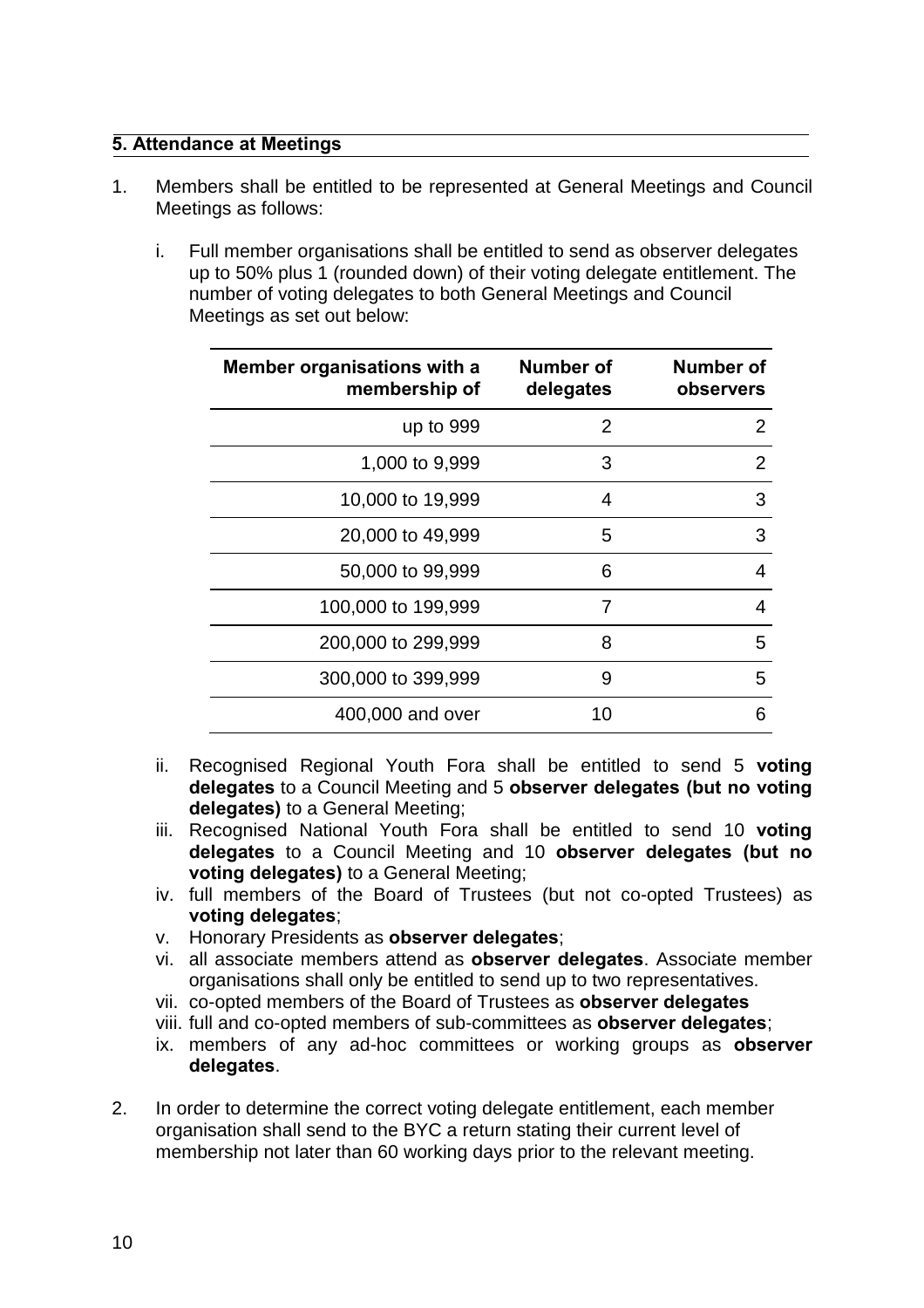## 5. Attendance at Meetings

1. Members shall be entitled to be represented at General Meetings and Council Meetings as follows:

   i. Full member organisations shall be entitled to send as observer delegates up to 50% plus 1 (rounded down) of their voting delegate entitlement. The number of voting delegates to both General Meetings and Council Meetings as set out below:

| Member organisations with a membership of | Number of delegates | Number of observers |
|---:|---:|---:|
| up to 999 | 2 | 2 |
| 1,000 to 9,999 | 3 | 2 |
| 10,000 to 19,999 | 4 | 3 |
| 20,000 to 49,999 | 5 | 3 |
| 50,000 to 99,999 | 6 | 4 |
| 100,000 to 199,999 | 7 | 4 |
| 200,000 to 299,999 | 8 | 5 |
| 300,000 to 399,999 | 9 | 5 |
| 400,000 and over | 10 | 6 |

   ii. Recognised Regional Youth Fora shall be entitled to send 5 **voting delegates** to a Council Meeting and 5 **observer delegates (but no voting delegates)** to a General Meeting;
   iii. Recognised National Youth Fora shall be entitled to send 10 **voting delegates** to a Council Meeting and 10 **observer delegates (but no voting delegates)** to a General Meeting;
   iv. full members of the Board of Trustees (but not co-opted Trustees) as **voting delegates**;
   v. Honorary Presidents as **observer delegates**;
   vi. all associate members attend as **observer delegates**. Associate member organisations shall only be entitled to send up to two representatives.
   vii. co-opted members of the Board of Trustees as **observer delegates**
   viii. full and co-opted members of sub-committees as **observer delegates**;
   ix. members of any ad-hoc committees or working groups as **observer delegates**.

2. In order to determine the correct voting delegate entitlement, each member organisation shall send to the BYC a return stating their current level of membership not later than 60 working days prior to the relevant meeting.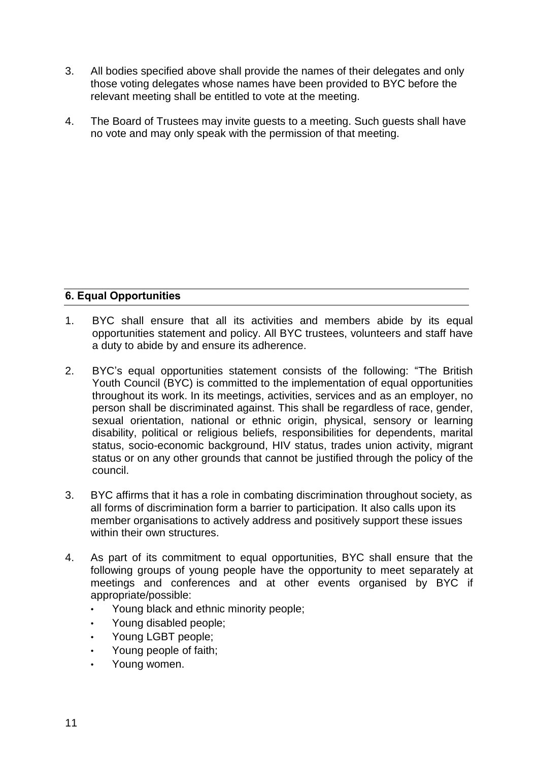3. All bodies specified above shall provide the names of their delegates and only those voting delegates whose names have been provided to BYC before the relevant meeting shall be entitled to vote at the meeting.

4. The Board of Trustees may invite guests to a meeting. Such guests shall have no vote and may only speak with the permission of that meeting.

## 6. Equal Opportunities

1. BYC shall ensure that all its activities and members abide by its equal opportunities statement and policy. All BYC trustees, volunteers and staff have a duty to abide by and ensure its adherence.

2. BYC's equal opportunities statement consists of the following: "The British Youth Council (BYC) is committed to the implementation of equal opportunities throughout its work. In its meetings, activities, services and as an employer, no person shall be discriminated against. This shall be regardless of race, gender, sexual orientation, national or ethnic origin, physical, sensory or learning disability, political or religious beliefs, responsibilities for dependents, marital status, socio-economic background, HIV status, trades union activity, migrant status or on any other grounds that cannot be justified through the policy of the council.

3. BYC affirms that it has a role in combating discrimination throughout society, as all forms of discrimination form a barrier to participation. It also calls upon its member organisations to actively address and positively support these issues within their own structures.

4. As part of its commitment to equal opportunities, BYC shall ensure that the following groups of young people have the opportunity to meet separately at meetings and conferences and at other events organised by BYC if appropriate/possible:
   - Young black and ethnic minority people;
   - Young disabled people;
   - Young LGBT people;
   - Young people of faith;
   - Young women.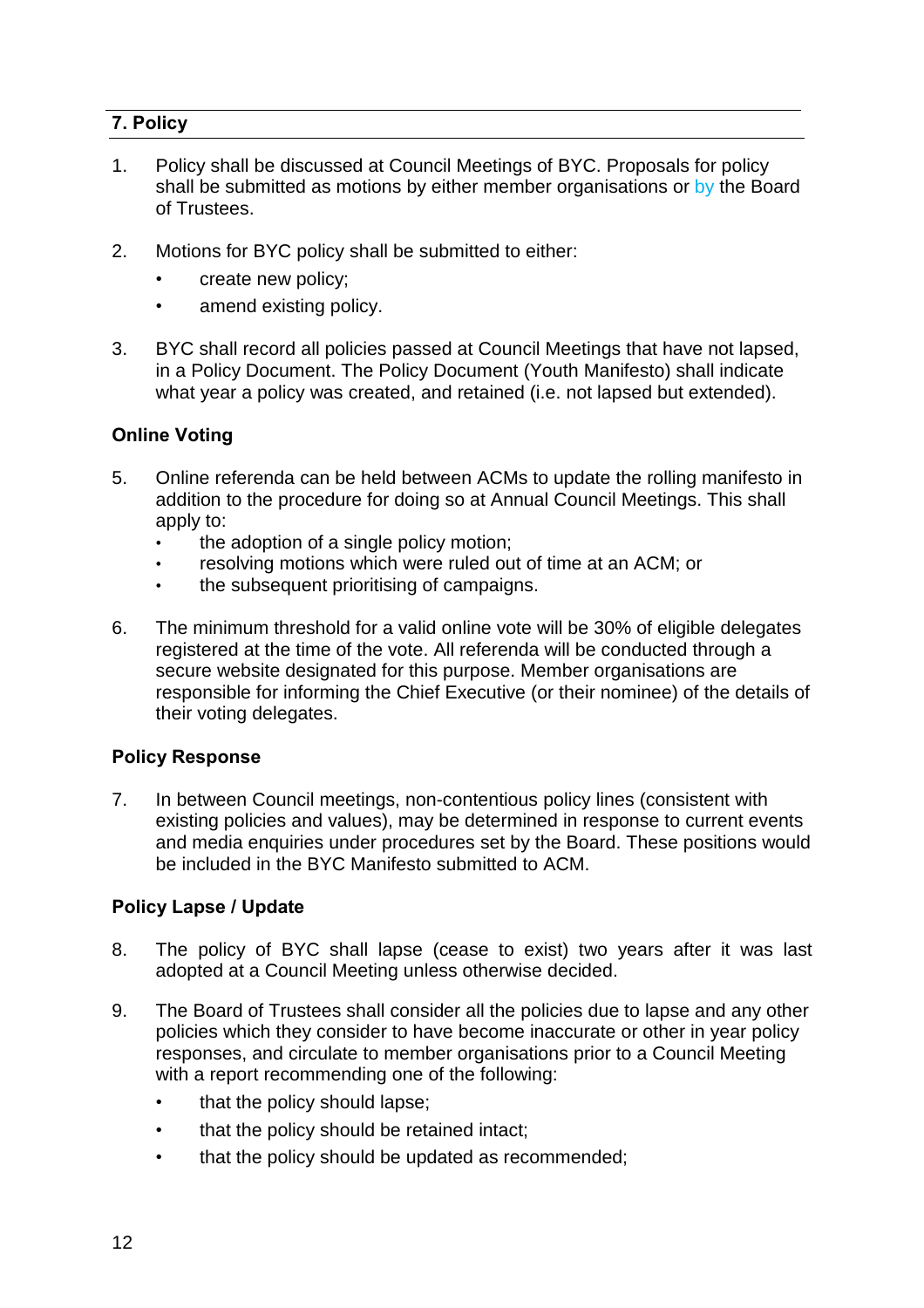## 7. Policy

1. Policy shall be discussed at Council Meetings of BYC. Proposals for policy shall be submitted as motions by either member organisations or by the Board of Trustees.

2. Motions for BYC policy shall be submitted to either:
   - create new policy;
   - amend existing policy.

3. BYC shall record all policies passed at Council Meetings that have not lapsed, in a Policy Document. The Policy Document (Youth Manifesto) shall indicate what year a policy was created, and retained (i.e. not lapsed but extended).

### Online Voting

5. Online referenda can be held between ACMs to update the rolling manifesto in addition to the procedure for doing so at Annual Council Meetings. This shall apply to:
   - the adoption of a single policy motion;
   - resolving motions which were ruled out of time at an ACM; or
   - the subsequent prioritising of campaigns.

6. The minimum threshold for a valid online vote will be 30% of eligible delegates registered at the time of the vote. All referenda will be conducted through a secure website designated for this purpose. Member organisations are responsible for informing the Chief Executive (or their nominee) of the details of their voting delegates.

### Policy Response

7. In between Council meetings, non-contentious policy lines (consistent with existing policies and values), may be determined in response to current events and media enquiries under procedures set by the Board. These positions would be included in the BYC Manifesto submitted to ACM.

### Policy Lapse / Update

8. The policy of BYC shall lapse (cease to exist) two years after it was last adopted at a Council Meeting unless otherwise decided.

9. The Board of Trustees shall consider all the policies due to lapse and any other policies which they consider to have become inaccurate or other in year policy responses, and circulate to member organisations prior to a Council Meeting with a report recommending one of the following:
   - that the policy should lapse;
   - that the policy should be retained intact;
   - that the policy should be updated as recommended;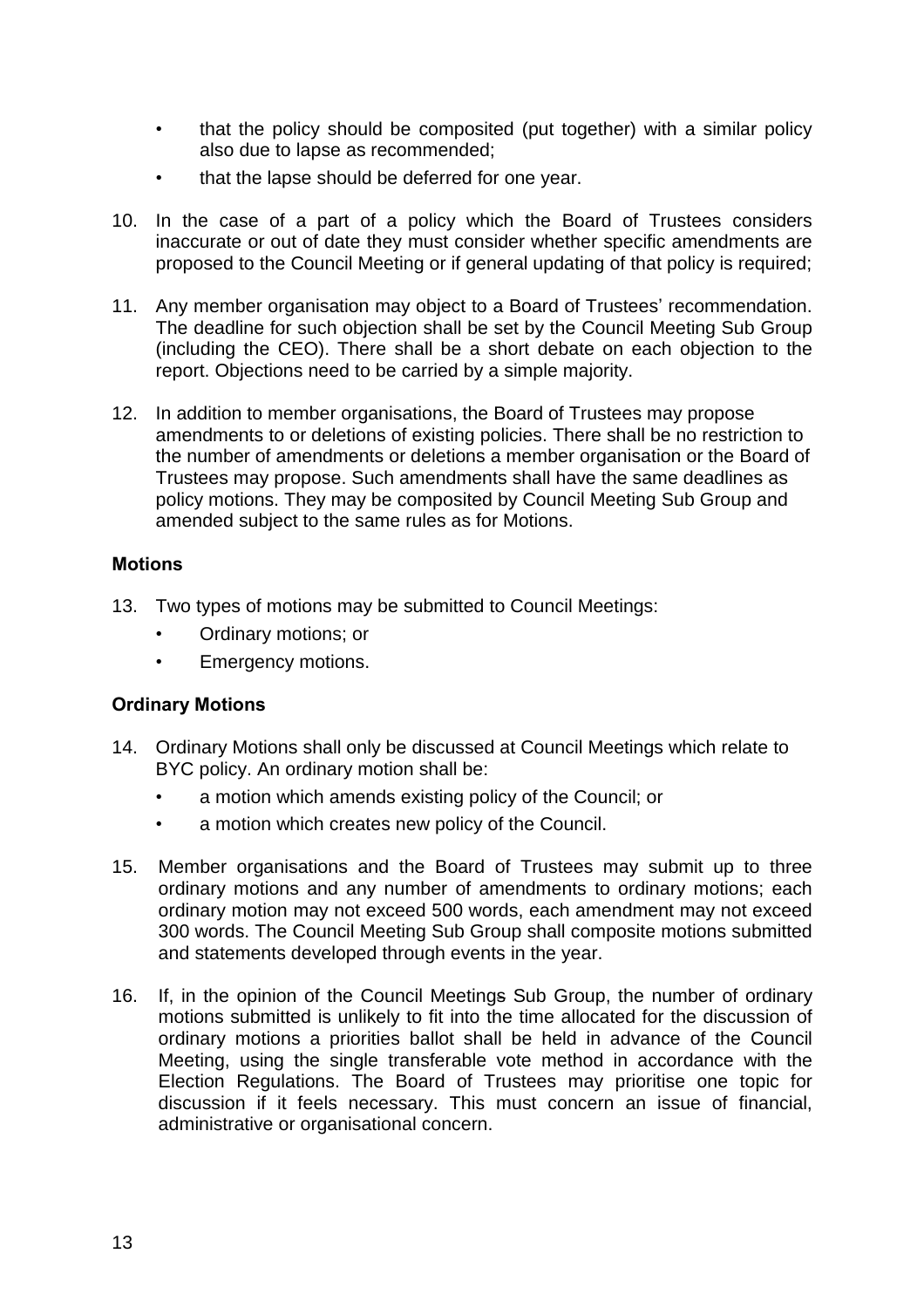- that the policy should be composited (put together) with a similar policy also due to lapse as recommended;
- that the lapse should be deferred for one year.

10. In the case of a part of a policy which the Board of Trustees considers inaccurate or out of date they must consider whether specific amendments are proposed to the Council Meeting or if general updating of that policy is required;

11. Any member organisation may object to a Board of Trustees' recommendation. The deadline for such objection shall be set by the Council Meeting Sub Group (including the CEO). There shall be a short debate on each objection to the report. Objections need to be carried by a simple majority.

12. In addition to member organisations, the Board of Trustees may propose amendments to or deletions of existing policies. There shall be no restriction to the number of amendments or deletions a member organisation or the Board of Trustees may propose. Such amendments shall have the same deadlines as policy motions. They may be composited by Council Meeting Sub Group and amended subject to the same rules as for Motions.

**Motions**

13. Two types of motions may be submitted to Council Meetings:
    - Ordinary motions; or
    - Emergency motions.

**Ordinary Motions**

14. Ordinary Motions shall only be discussed at Council Meetings which relate to BYC policy. An ordinary motion shall be:
    - a motion which amends existing policy of the Council; or
    - a motion which creates new policy of the Council.

15. Member organisations and the Board of Trustees may submit up to three ordinary motions and any number of amendments to ordinary motions; each ordinary motion may not exceed 500 words, each amendment may not exceed 300 words. The Council Meeting Sub Group shall composite motions submitted and statements developed through events in the year.

16. If, in the opinion of the Council Meetings Sub Group, the number of ordinary motions submitted is unlikely to fit into the time allocated for the discussion of ordinary motions a priorities ballot shall be held in advance of the Council Meeting, using the single transferable vote method in accordance with the Election Regulations. The Board of Trustees may prioritise one topic for discussion if it feels necessary. This must concern an issue of financial, administrative or organisational concern.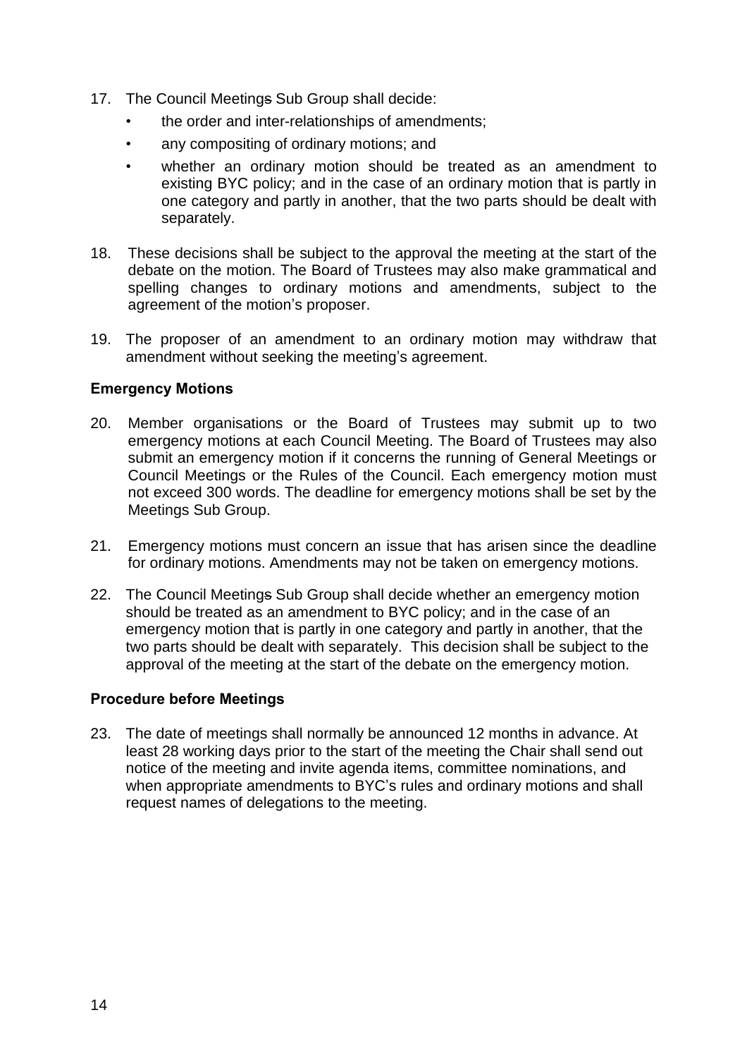17. The Council Meetings Sub Group shall decide:
    - the order and inter-relationships of amendments;
    - any compositing of ordinary motions; and
    - whether an ordinary motion should be treated as an amendment to existing BYC policy; and in the case of an ordinary motion that is partly in one category and partly in another, that the two parts should be dealt with separately.

18. These decisions shall be subject to the approval the meeting at the start of the debate on the motion. The Board of Trustees may also make grammatical and spelling changes to ordinary motions and amendments, subject to the agreement of the motion's proposer.

19. The proposer of an amendment to an ordinary motion may withdraw that amendment without seeking the meeting's agreement.

**Emergency Motions**

20. Member organisations or the Board of Trustees may submit up to two emergency motions at each Council Meeting. The Board of Trustees may also submit an emergency motion if it concerns the running of General Meetings or Council Meetings or the Rules of the Council. Each emergency motion must not exceed 300 words. The deadline for emergency motions shall be set by the Meetings Sub Group.

21. Emergency motions must concern an issue that has arisen since the deadline for ordinary motions. Amendments may not be taken on emergency motions.

22. The Council Meetings Sub Group shall decide whether an emergency motion should be treated as an amendment to BYC policy; and in the case of an emergency motion that is partly in one category and partly in another, that the two parts should be dealt with separately. This decision shall be subject to the approval of the meeting at the start of the debate on the emergency motion.

**Procedure before Meetings**

23. The date of meetings shall normally be announced 12 months in advance. At least 28 working days prior to the start of the meeting the Chair shall send out notice of the meeting and invite agenda items, committee nominations, and when appropriate amendments to BYC's rules and ordinary motions and shall request names of delegations to the meeting.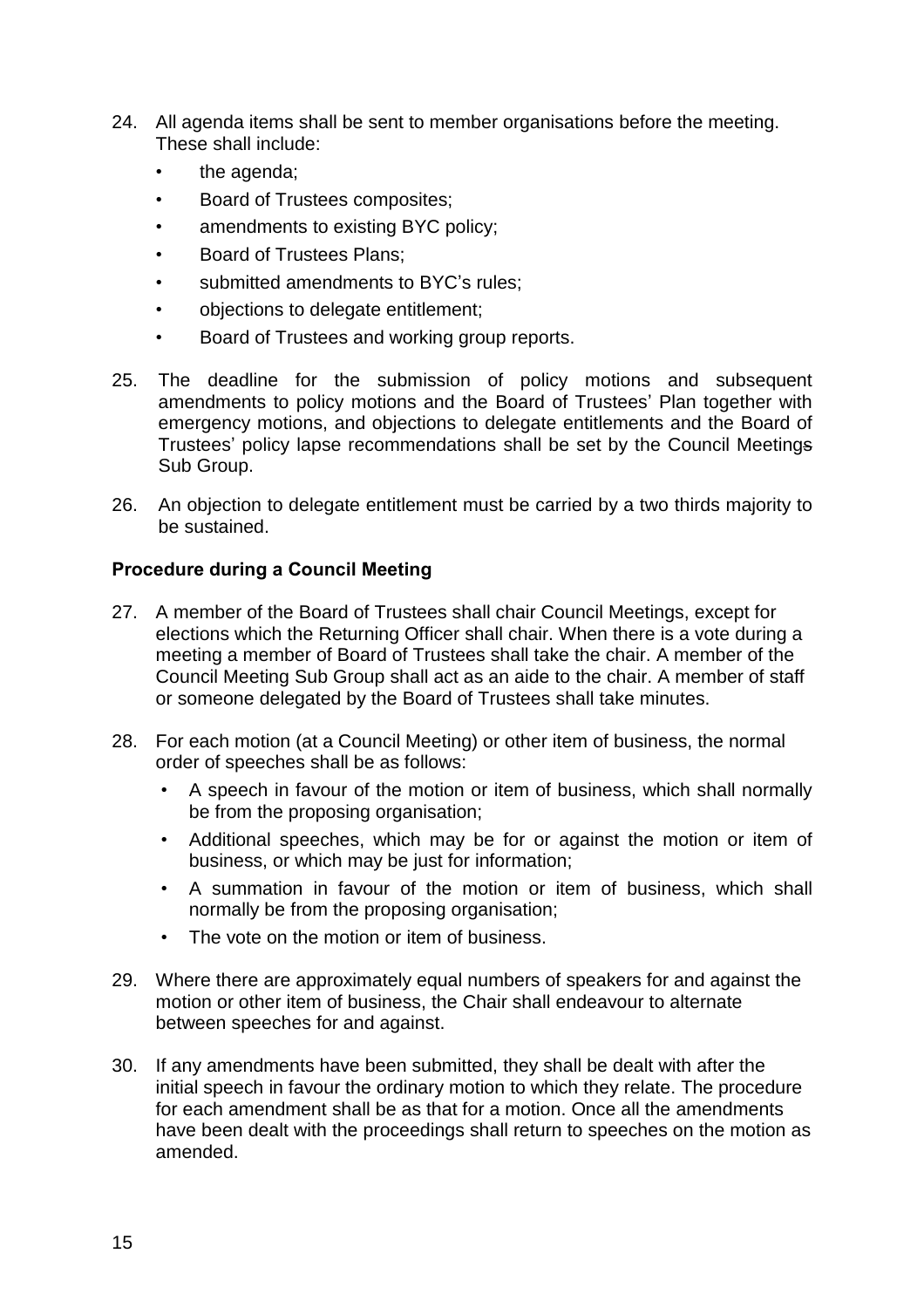24. All agenda items shall be sent to member organisations before the meeting. These shall include:
    - the agenda;
    - Board of Trustees composites;
    - amendments to existing BYC policy;
    - Board of Trustees Plans;
    - submitted amendments to BYC's rules;
    - objections to delegate entitlement;
    - Board of Trustees and working group reports.

25. The deadline for the submission of policy motions and subsequent amendments to policy motions and the Board of Trustees' Plan together with emergency motions, and objections to delegate entitlements and the Board of Trustees' policy lapse recommendations shall be set by the Council Meetings Sub Group.

26. An objection to delegate entitlement must be carried by a two thirds majority to be sustained.

**Procedure during a Council Meeting**

27. A member of the Board of Trustees shall chair Council Meetings, except for elections which the Returning Officer shall chair. When there is a vote during a meeting a member of Board of Trustees shall take the chair. A member of the Council Meeting Sub Group shall act as an aide to the chair. A member of staff or someone delegated by the Board of Trustees shall take minutes.

28. For each motion (at a Council Meeting) or other item of business, the normal order of speeches shall be as follows:
    - A speech in favour of the motion or item of business, which shall normally be from the proposing organisation;
    - Additional speeches, which may be for or against the motion or item of business, or which may be just for information;
    - A summation in favour of the motion or item of business, which shall normally be from the proposing organisation;
    - The vote on the motion or item of business.

29. Where there are approximately equal numbers of speakers for and against the motion or other item of business, the Chair shall endeavour to alternate between speeches for and against.

30. If any amendments have been submitted, they shall be dealt with after the initial speech in favour the ordinary motion to which they relate. The procedure for each amendment shall be as that for a motion. Once all the amendments have been dealt with the proceedings shall return to speeches on the motion as amended.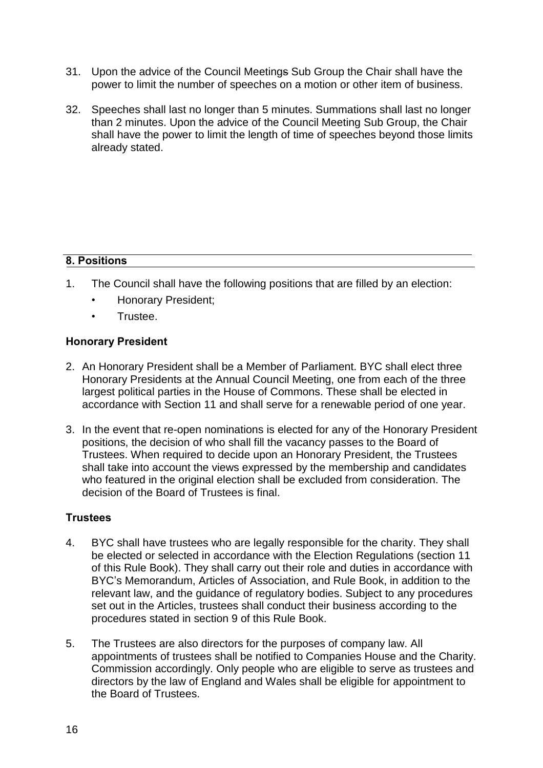31. Upon the advice of the Council Meetings Sub Group the Chair shall have the power to limit the number of speeches on a motion or other item of business.

32. Speeches shall last no longer than 5 minutes. Summations shall last no longer than 2 minutes. Upon the advice of the Council Meeting Sub Group, the Chair shall have the power to limit the length of time of speeches beyond those limits already stated.

## 8. Positions

1. The Council shall have the following positions that are filled by an election:
   - Honorary President;
   - Trustee.

### Honorary President

2. An Honorary President shall be a Member of Parliament. BYC shall elect three Honorary Presidents at the Annual Council Meeting, one from each of the three largest political parties in the House of Commons. These shall be elected in accordance with Section 11 and shall serve for a renewable period of one year.

3. In the event that re-open nominations is elected for any of the Honorary President positions, the decision of who shall fill the vacancy passes to the Board of Trustees. When required to decide upon an Honorary President, the Trustees shall take into account the views expressed by the membership and candidates who featured in the original election shall be excluded from consideration. The decision of the Board of Trustees is final.

### Trustees

4. BYC shall have trustees who are legally responsible for the charity. They shall be elected or selected in accordance with the Election Regulations (section 11 of this Rule Book). They shall carry out their role and duties in accordance with BYC's Memorandum, Articles of Association, and Rule Book, in addition to the relevant law, and the guidance of regulatory bodies. Subject to any procedures set out in the Articles, trustees shall conduct their business according to the procedures stated in section 9 of this Rule Book.

5. The Trustees are also directors for the purposes of company law. All appointments of trustees shall be notified to Companies House and the Charity. Commission accordingly. Only people who are eligible to serve as trustees and directors by the law of England and Wales shall be eligible for appointment to the Board of Trustees.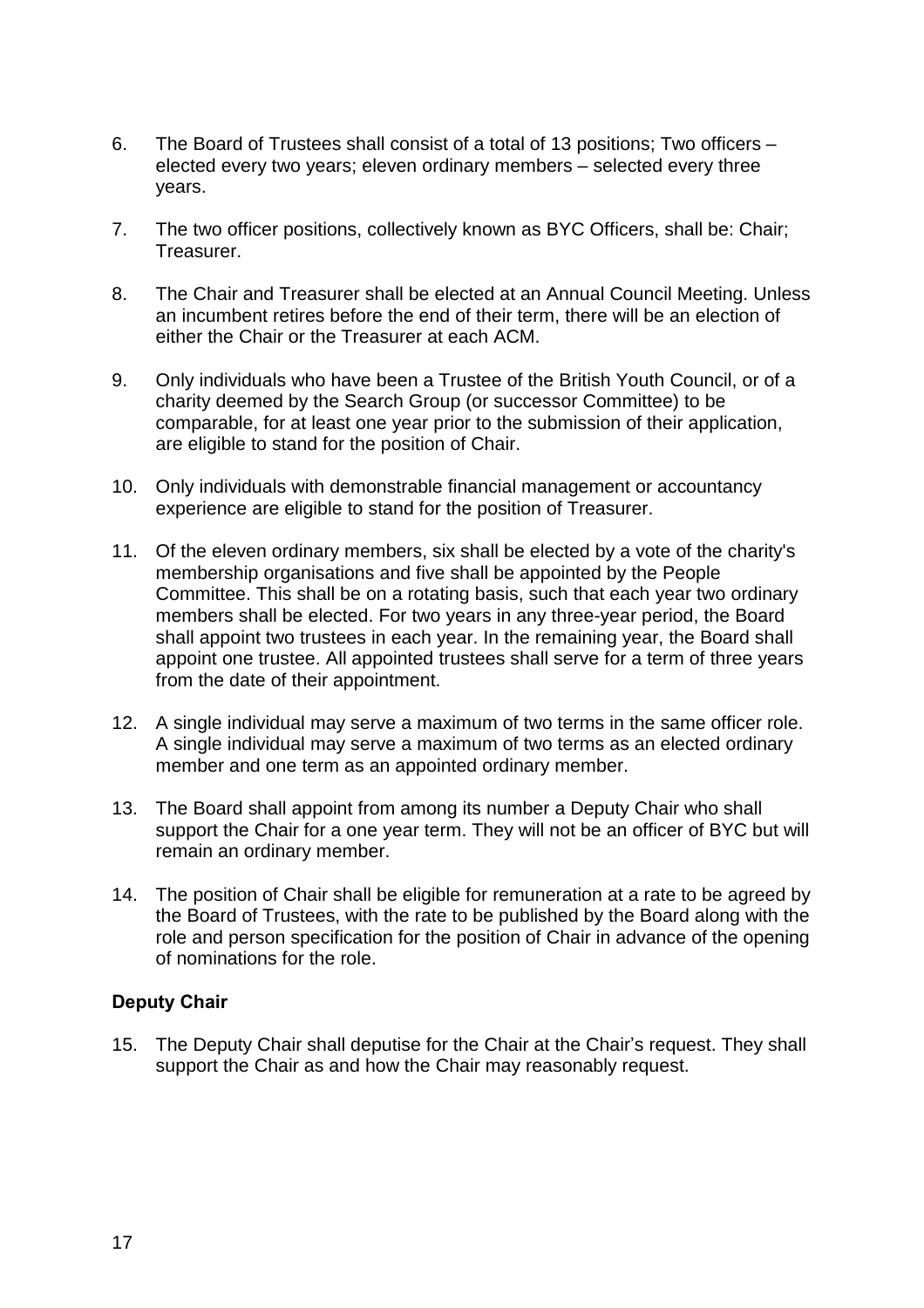6. The Board of Trustees shall consist of a total of 13 positions; Two officers – elected every two years; eleven ordinary members – selected every three years.

7. The two officer positions, collectively known as BYC Officers, shall be: Chair; Treasurer.

8. The Chair and Treasurer shall be elected at an Annual Council Meeting. Unless an incumbent retires before the end of their term, there will be an election of either the Chair or the Treasurer at each ACM.

9. Only individuals who have been a Trustee of the British Youth Council, or of a charity deemed by the Search Group (or successor Committee) to be comparable, for at least one year prior to the submission of their application, are eligible to stand for the position of Chair.

10. Only individuals with demonstrable financial management or accountancy experience are eligible to stand for the position of Treasurer.

11. Of the eleven ordinary members, six shall be elected by a vote of the charity's membership organisations and five shall be appointed by the People Committee. This shall be on a rotating basis, such that each year two ordinary members shall be elected. For two years in any three-year period, the Board shall appoint two trustees in each year. In the remaining year, the Board shall appoint one trustee. All appointed trustees shall serve for a term of three years from the date of their appointment.

12. A single individual may serve a maximum of two terms in the same officer role. A single individual may serve a maximum of two terms as an elected ordinary member and one term as an appointed ordinary member.

13. The Board shall appoint from among its number a Deputy Chair who shall support the Chair for a one year term. They will not be an officer of BYC but will remain an ordinary member.

14. The position of Chair shall be eligible for remuneration at a rate to be agreed by the Board of Trustees, with the rate to be published by the Board along with the role and person specification for the position of Chair in advance of the opening of nominations for the role.

**Deputy Chair**

15. The Deputy Chair shall deputise for the Chair at the Chair's request. They shall support the Chair as and how the Chair may reasonably request.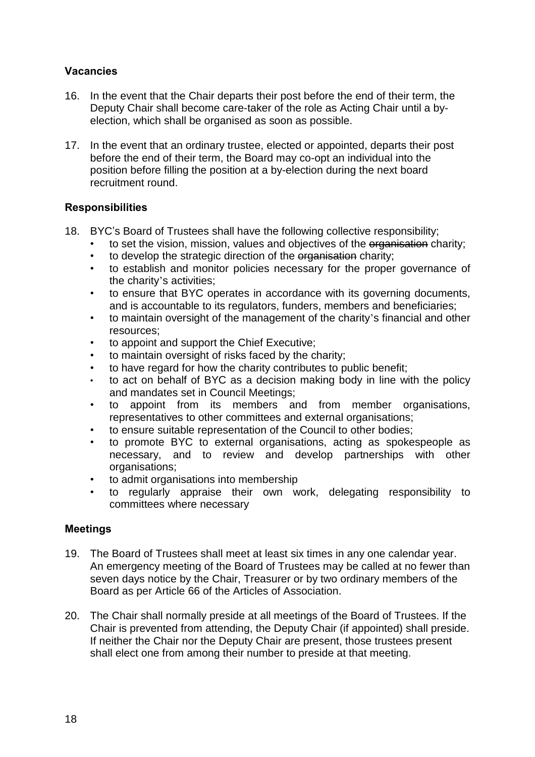### Vacancies

16. In the event that the Chair departs their post before the end of their term, the Deputy Chair shall become care-taker of the role as Acting Chair until a by-election, which shall be organised as soon as possible.

17. In the event that an ordinary trustee, elected or appointed, departs their post before the end of their term, the Board may co-opt an individual into the position before filling the position at a by-election during the next board recruitment round.

### Responsibilities

18. BYC's Board of Trustees shall have the following collective responsibility;
    - to set the vision, mission, values and objectives of the ~~organisation~~ charity;
    - to develop the strategic direction of the ~~organisation~~ charity;
    - to establish and monitor policies necessary for the proper governance of the charity's activities;
    - to ensure that BYC operates in accordance with its governing documents, and is accountable to its regulators, funders, members and beneficiaries;
    - to maintain oversight of the management of the charity's financial and other resources;
    - to appoint and support the Chief Executive;
    - to maintain oversight of risks faced by the charity;
    - to have regard for how the charity contributes to public benefit;
    - to act on behalf of BYC as a decision making body in line with the policy and mandates set in Council Meetings;
    - to appoint from its members and from member organisations, representatives to other committees and external organisations;
    - to ensure suitable representation of the Council to other bodies;
    - to promote BYC to external organisations, acting as spokespeople as necessary, and to review and develop partnerships with other organisations;
    - to admit organisations into membership
    - to regularly appraise their own work, delegating responsibility to committees where necessary

### Meetings

19. The Board of Trustees shall meet at least six times in any one calendar year. An emergency meeting of the Board of Trustees may be called at no fewer than seven days notice by the Chair, Treasurer or by two ordinary members of the Board as per Article 66 of the Articles of Association.

20. The Chair shall normally preside at all meetings of the Board of Trustees. If the Chair is prevented from attending, the Deputy Chair (if appointed) shall preside. If neither the Chair nor the Deputy Chair are present, those trustees present shall elect one from among their number to preside at that meeting.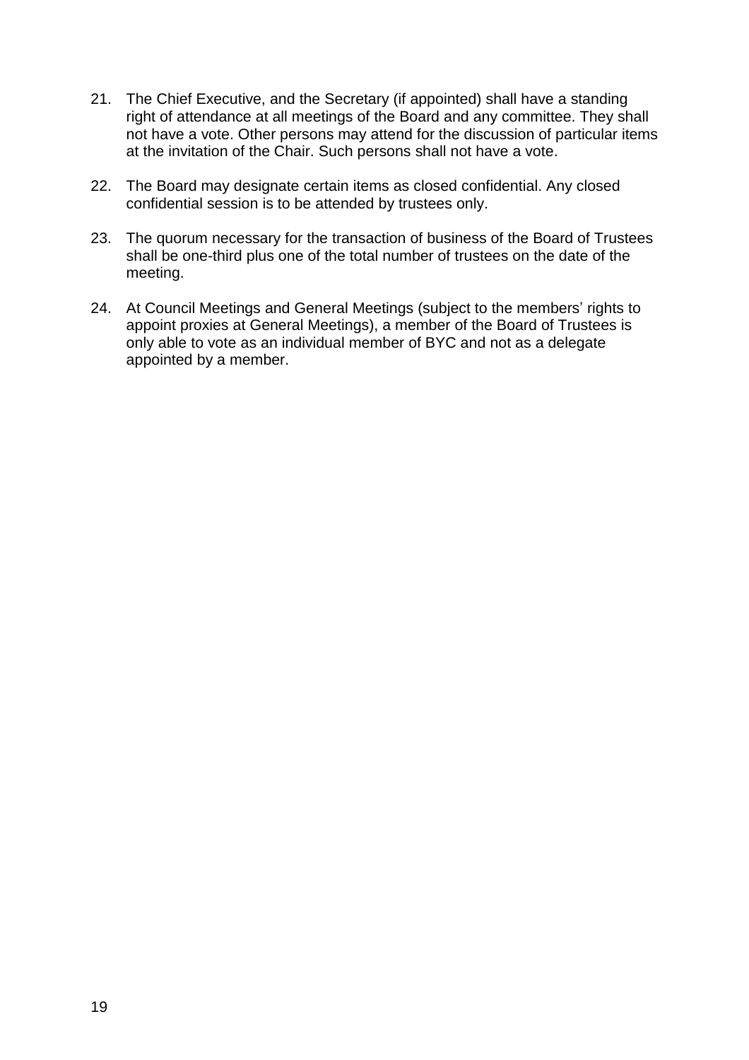21. The Chief Executive, and the Secretary (if appointed) shall have a standing right of attendance at all meetings of the Board and any committee. They shall not have a vote. Other persons may attend for the discussion of particular items at the invitation of the Chair. Such persons shall not have a vote.

22. The Board may designate certain items as closed confidential. Any closed confidential session is to be attended by trustees only.

23. The quorum necessary for the transaction of business of the Board of Trustees shall be one-third plus one of the total number of trustees on the date of the meeting.

24. At Council Meetings and General Meetings (subject to the members' rights to appoint proxies at General Meetings), a member of the Board of Trustees is only able to vote as an individual member of BYC and not as a delegate appointed by a member.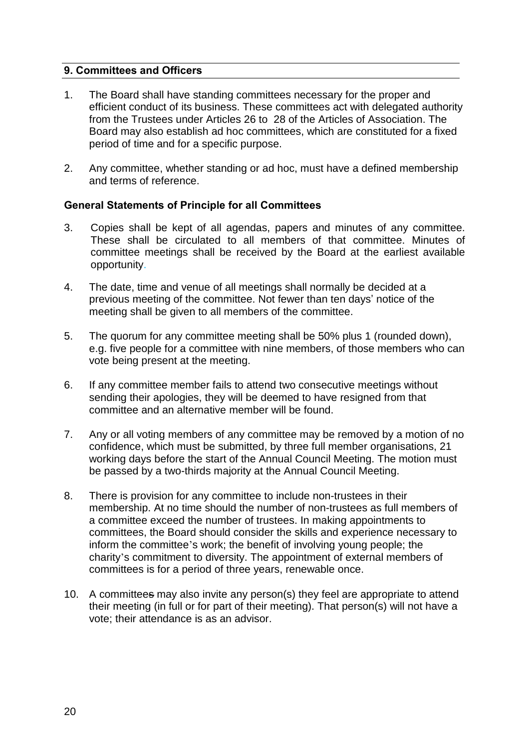## 9. Committees and Officers

1. The Board shall have standing committees necessary for the proper and efficient conduct of its business. These committees act with delegated authority from the Trustees under Articles 26 to 28 of the Articles of Association. The Board may also establish ad hoc committees, which are constituted for a fixed period of time and for a specific purpose.

2. Any committee, whether standing or ad hoc, must have a defined membership and terms of reference.

### General Statements of Principle for all Committees

3. Copies shall be kept of all agendas, papers and minutes of any committee. These shall be circulated to all members of that committee. Minutes of committee meetings shall be received by the Board at the earliest available opportunity.

4. The date, time and venue of all meetings shall normally be decided at a previous meeting of the committee. Not fewer than ten days' notice of the meeting shall be given to all members of the committee.

5. The quorum for any committee meeting shall be 50% plus 1 (rounded down), e.g. five people for a committee with nine members, of those members who can vote being present at the meeting.

6. If any committee member fails to attend two consecutive meetings without sending their apologies, they will be deemed to have resigned from that committee and an alternative member will be found.

7. Any or all voting members of any committee may be removed by a motion of no confidence, which must be submitted, by three full member organisations, 21 working days before the start of the Annual Council Meeting. The motion must be passed by a two-thirds majority at the Annual Council Meeting.

8. There is provision for any committee to include non-trustees in their membership. At no time should the number of non-trustees as full members of a committee exceed the number of trustees. In making appointments to committees, the Board should consider the skills and experience necessary to inform the committee's work; the benefit of involving young people; the charity's commitment to diversity. The appointment of external members of committees is for a period of three years, renewable once.

10. A committee~~s~~ may also invite any person(s) they feel are appropriate to attend their meeting (in full or for part of their meeting). That person(s) will not have a vote; their attendance is as an advisor.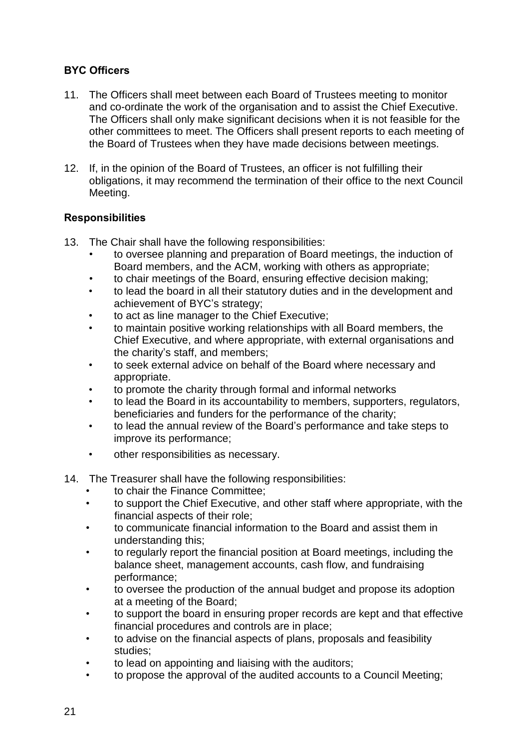**BYC Officers**

11. The Officers shall meet between each Board of Trustees meeting to monitor and co-ordinate the work of the organisation and to assist the Chief Executive. The Officers shall only make significant decisions when it is not feasible for the other committees to meet. The Officers shall present reports to each meeting of the Board of Trustees when they have made decisions between meetings.

12. If, in the opinion of the Board of Trustees, an officer is not fulfilling their obligations, it may recommend the termination of their office to the next Council Meeting.

**Responsibilities**

13. The Chair shall have the following responsibilities:
    - to oversee planning and preparation of Board meetings, the induction of Board members, and the ACM, working with others as appropriate;
    - to chair meetings of the Board, ensuring effective decision making;
    - to lead the board in all their statutory duties and in the development and achievement of BYC's strategy;
    - to act as line manager to the Chief Executive;
    - to maintain positive working relationships with all Board members, the Chief Executive, and where appropriate, with external organisations and the charity's staff, and members;
    - to seek external advice on behalf of the Board where necessary and appropriate.
    - to promote the charity through formal and informal networks
    - to lead the Board in its accountability to members, supporters, regulators, beneficiaries and funders for the performance of the charity;
    - to lead the annual review of the Board's performance and take steps to improve its performance;
    - other responsibilities as necessary.

14. The Treasurer shall have the following responsibilities:
    - to chair the Finance Committee;
    - to support the Chief Executive, and other staff where appropriate, with the financial aspects of their role;
    - to communicate financial information to the Board and assist them in understanding this;
    - to regularly report the financial position at Board meetings, including the balance sheet, management accounts, cash flow, and fundraising performance;
    - to oversee the production of the annual budget and propose its adoption at a meeting of the Board;
    - to support the board in ensuring proper records are kept and that effective financial procedures and controls are in place;
    - to advise on the financial aspects of plans, proposals and feasibility studies;
    - to lead on appointing and liaising with the auditors;
    - to propose the approval of the audited accounts to a Council Meeting;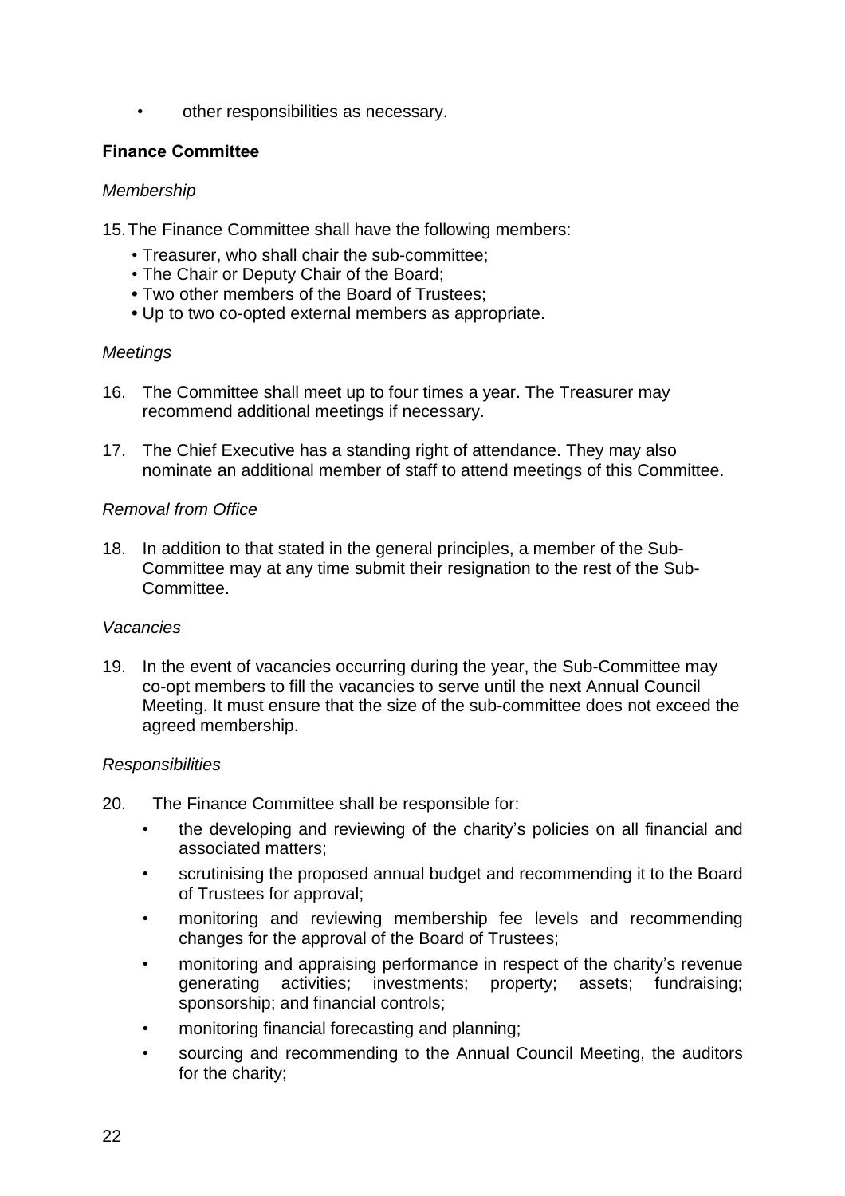- other responsibilities as necessary.

**Finance Committee**

*Membership*

15. The Finance Committee shall have the following members:
    - Treasurer, who shall chair the sub-committee;
    - The Chair or Deputy Chair of the Board;
    - Two other members of the Board of Trustees;
    - Up to two co-opted external members as appropriate.

*Meetings*

16. The Committee shall meet up to four times a year. The Treasurer may recommend additional meetings if necessary.

17. The Chief Executive has a standing right of attendance. They may also nominate an additional member of staff to attend meetings of this Committee.

*Removal from Office*

18. In addition to that stated in the general principles, a member of the Sub-Committee may at any time submit their resignation to the rest of the Sub-Committee.

*Vacancies*

19. In the event of vacancies occurring during the year, the Sub-Committee may co-opt members to fill the vacancies to serve until the next Annual Council Meeting. It must ensure that the size of the sub-committee does not exceed the agreed membership.

*Responsibilities*

20. The Finance Committee shall be responsible for:
    - the developing and reviewing of the charity's policies on all financial and associated matters;
    - scrutinising the proposed annual budget and recommending it to the Board of Trustees for approval;
    - monitoring and reviewing membership fee levels and recommending changes for the approval of the Board of Trustees;
    - monitoring and appraising performance in respect of the charity's revenue generating activities; investments; property; assets; fundraising; sponsorship; and financial controls;
    - monitoring financial forecasting and planning;
    - sourcing and recommending to the Annual Council Meeting, the auditors for the charity;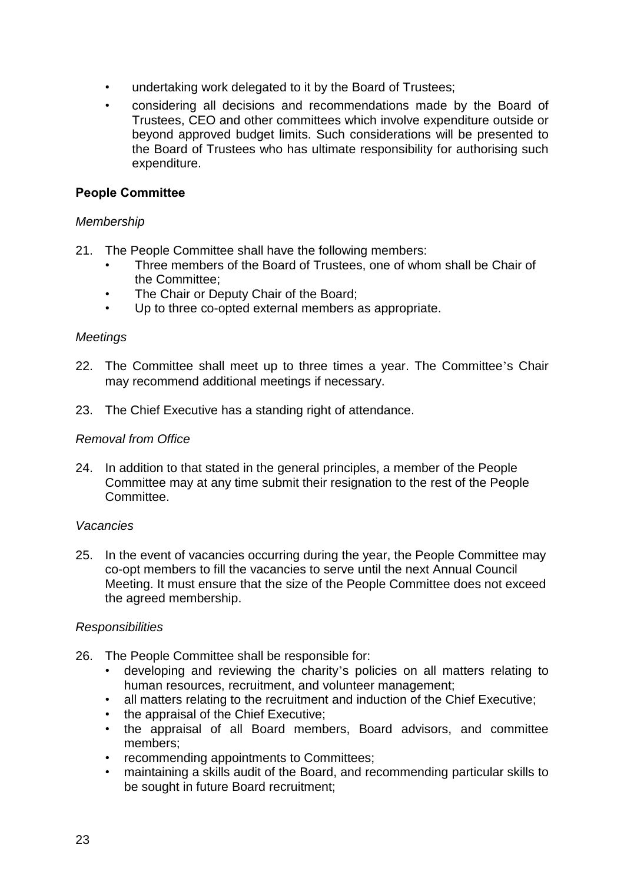- undertaking work delegated to it by the Board of Trustees;
- considering all decisions and recommendations made by the Board of Trustees, CEO and other committees which involve expenditure outside or beyond approved budget limits. Such considerations will be presented to the Board of Trustees who has ultimate responsibility for authorising such expenditure.

**People Committee**

*Membership*

21. The People Committee shall have the following members:
    - Three members of the Board of Trustees, one of whom shall be Chair of the Committee;
    - The Chair or Deputy Chair of the Board;
    - Up to three co-opted external members as appropriate.

*Meetings*

22. The Committee shall meet up to three times a year. The Committee's Chair may recommend additional meetings if necessary.

23. The Chief Executive has a standing right of attendance.

*Removal from Office*

24. In addition to that stated in the general principles, a member of the People Committee may at any time submit their resignation to the rest of the People Committee.

*Vacancies*

25. In the event of vacancies occurring during the year, the People Committee may co-opt members to fill the vacancies to serve until the next Annual Council Meeting. It must ensure that the size of the People Committee does not exceed the agreed membership.

*Responsibilities*

26. The People Committee shall be responsible for:
    - developing and reviewing the charity's policies on all matters relating to human resources, recruitment, and volunteer management;
    - all matters relating to the recruitment and induction of the Chief Executive;
    - the appraisal of the Chief Executive;
    - the appraisal of all Board members, Board advisors, and committee members;
    - recommending appointments to Committees;
    - maintaining a skills audit of the Board, and recommending particular skills to be sought in future Board recruitment;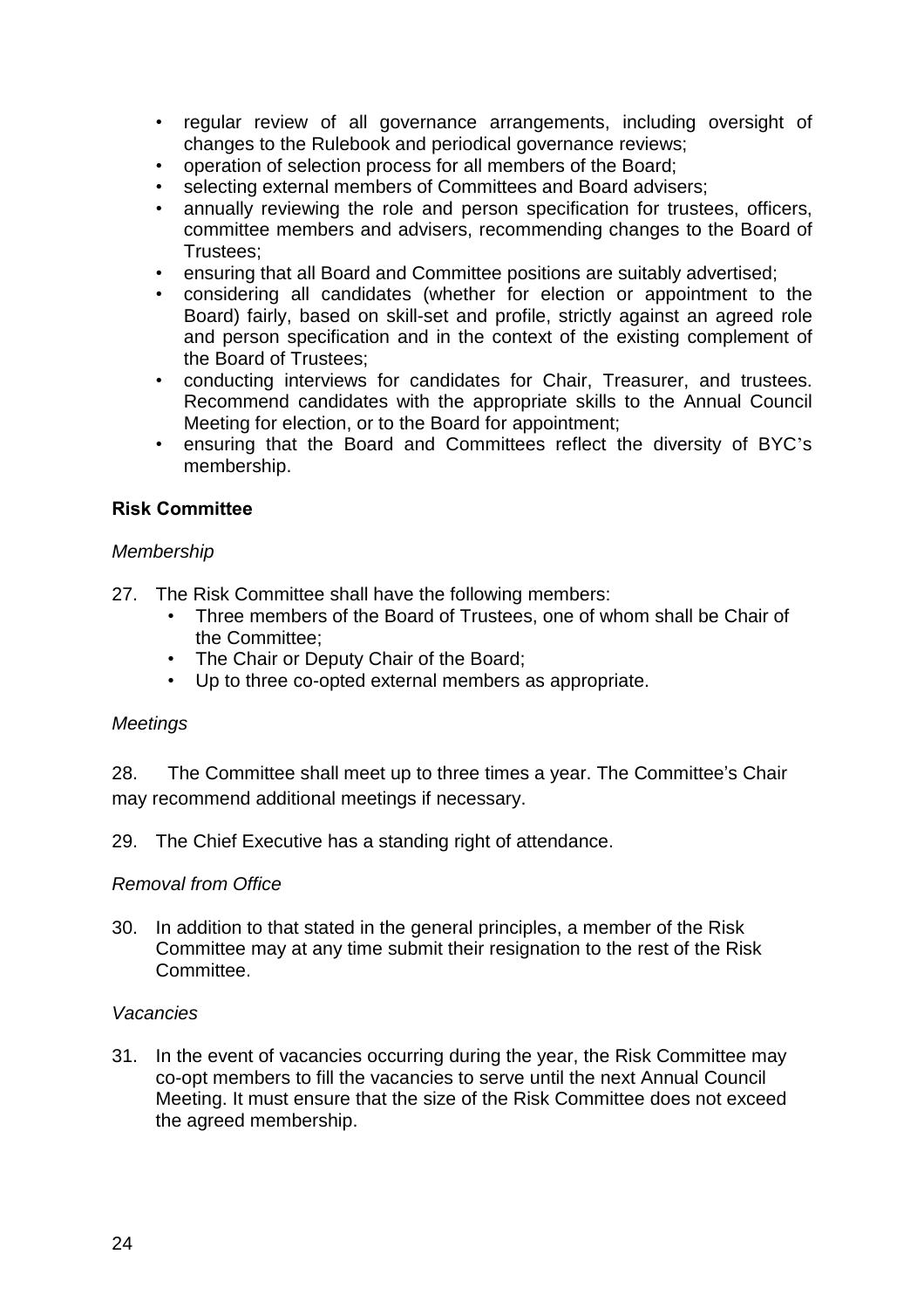- regular review of all governance arrangements, including oversight of changes to the Rulebook and periodical governance reviews;
- operation of selection process for all members of the Board;
- selecting external members of Committees and Board advisers;
- annually reviewing the role and person specification for trustees, officers, committee members and advisers, recommending changes to the Board of Trustees;
- ensuring that all Board and Committee positions are suitably advertised;
- considering all candidates (whether for election or appointment to the Board) fairly, based on skill-set and profile, strictly against an agreed role and person specification and in the context of the existing complement of the Board of Trustees;
- conducting interviews for candidates for Chair, Treasurer, and trustees. Recommend candidates with the appropriate skills to the Annual Council Meeting for election, or to the Board for appointment;
- ensuring that the Board and Committees reflect the diversity of BYC's membership.

**Risk Committee**

*Membership*

27. The Risk Committee shall have the following members:
    - Three members of the Board of Trustees, one of whom shall be Chair of the Committee;
    - The Chair or Deputy Chair of the Board;
    - Up to three co-opted external members as appropriate.

*Meetings*

28. The Committee shall meet up to three times a year. The Committee's Chair may recommend additional meetings if necessary.

29. The Chief Executive has a standing right of attendance.

*Removal from Office*

30. In addition to that stated in the general principles, a member of the Risk Committee may at any time submit their resignation to the rest of the Risk Committee.

*Vacancies*

31. In the event of vacancies occurring during the year, the Risk Committee may co-opt members to fill the vacancies to serve until the next Annual Council Meeting. It must ensure that the size of the Risk Committee does not exceed the agreed membership.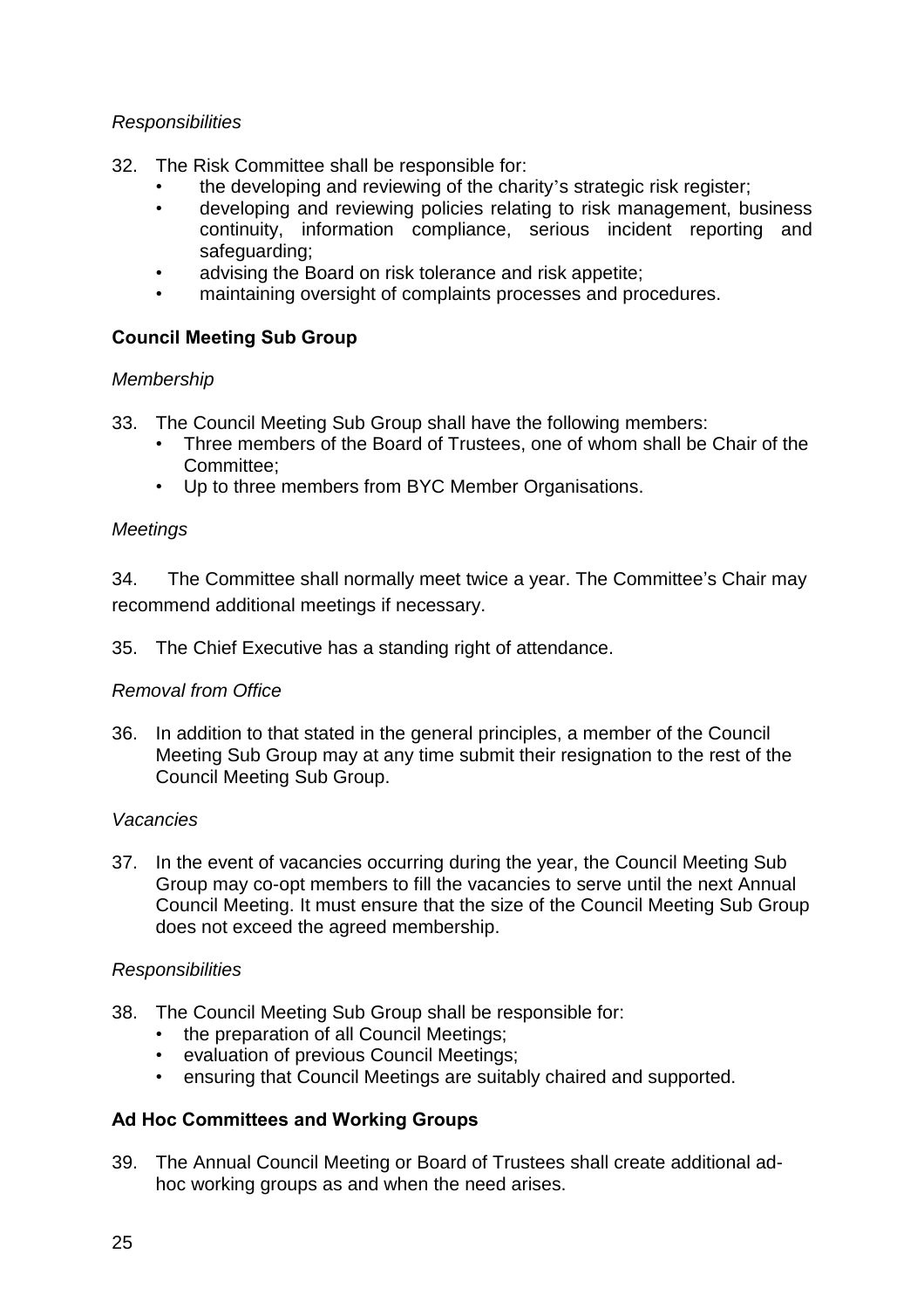*Responsibilities*

32. The Risk Committee shall be responsible for:
    - the developing and reviewing of the charity's strategic risk register;
    - developing and reviewing policies relating to risk management, business continuity, information compliance, serious incident reporting and safeguarding;
    - advising the Board on risk tolerance and risk appetite;
    - maintaining oversight of complaints processes and procedures.

**Council Meeting Sub Group**

*Membership*

33. The Council Meeting Sub Group shall have the following members:
    - Three members of the Board of Trustees, one of whom shall be Chair of the Committee;
    - Up to three members from BYC Member Organisations.

*Meetings*

34. The Committee shall normally meet twice a year. The Committee's Chair may recommend additional meetings if necessary.

35. The Chief Executive has a standing right of attendance.

*Removal from Office*

36. In addition to that stated in the general principles, a member of the Council Meeting Sub Group may at any time submit their resignation to the rest of the Council Meeting Sub Group.

*Vacancies*

37. In the event of vacancies occurring during the year, the Council Meeting Sub Group may co-opt members to fill the vacancies to serve until the next Annual Council Meeting. It must ensure that the size of the Council Meeting Sub Group does not exceed the agreed membership.

*Responsibilities*

38. The Council Meeting Sub Group shall be responsible for:
    - the preparation of all Council Meetings;
    - evaluation of previous Council Meetings;
    - ensuring that Council Meetings are suitably chaired and supported.

**Ad Hoc Committees and Working Groups**

39. The Annual Council Meeting or Board of Trustees shall create additional ad-hoc working groups as and when the need arises.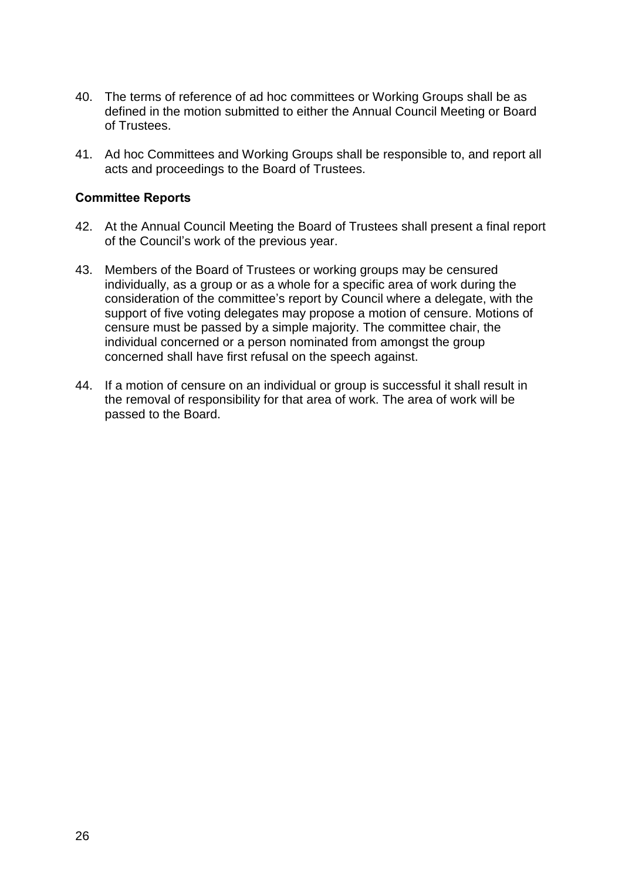40. The terms of reference of ad hoc committees or Working Groups shall be as defined in the motion submitted to either the Annual Council Meeting or Board of Trustees.

41. Ad hoc Committees and Working Groups shall be responsible to, and report all acts and proceedings to the Board of Trustees.

**Committee Reports**

42. At the Annual Council Meeting the Board of Trustees shall present a final report of the Council's work of the previous year.

43. Members of the Board of Trustees or working groups may be censured individually, as a group or as a whole for a specific area of work during the consideration of the committee's report by Council where a delegate, with the support of five voting delegates may propose a motion of censure. Motions of censure must be passed by a simple majority. The committee chair, the individual concerned or a person nominated from amongst the group concerned shall have first refusal on the speech against.

44. If a motion of censure on an individual or group is successful it shall result in the removal of responsibility for that area of work. The area of work will be passed to the Board.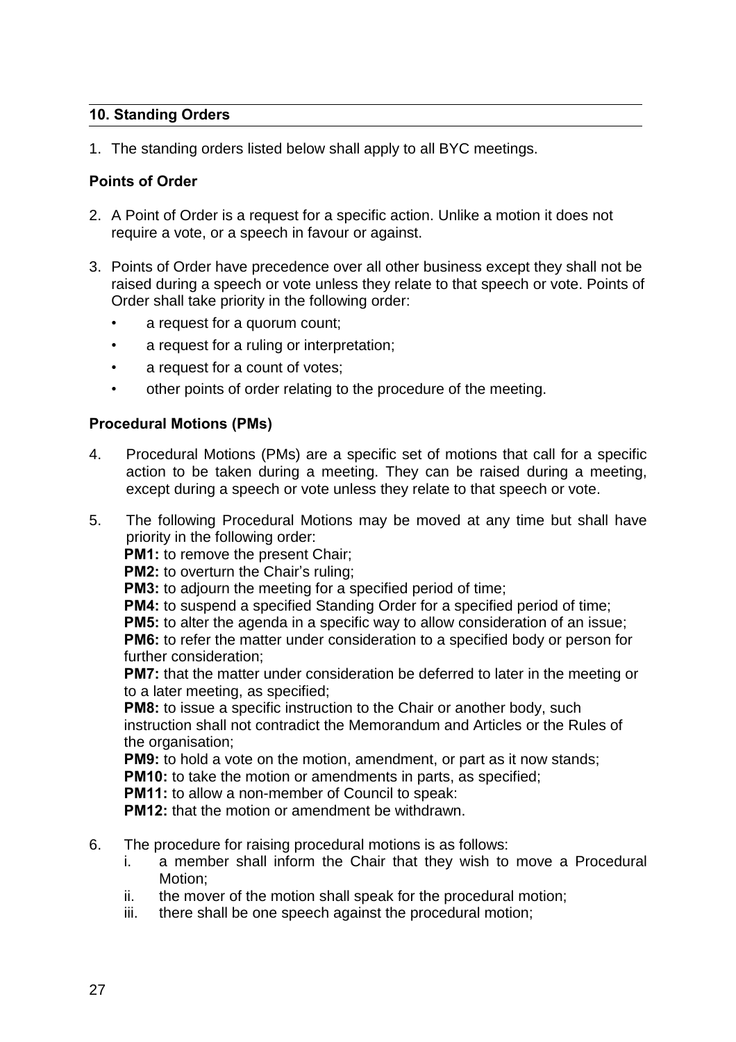## 10. Standing Orders

1. The standing orders listed below shall apply to all BYC meetings.

### Points of Order

2. A Point of Order is a request for a specific action. Unlike a motion it does not require a vote, or a speech in favour or against.

3. Points of Order have precedence over all other business except they shall not be raised during a speech or vote unless they relate to that speech or vote. Points of Order shall take priority in the following order:
   - a request for a quorum count;
   - a request for a ruling or interpretation;
   - a request for a count of votes;
   - other points of order relating to the procedure of the meeting.

### Procedural Motions (PMs)

4. Procedural Motions (PMs) are a specific set of motions that call for a specific action to be taken during a meeting. They can be raised during a meeting, except during a speech or vote unless they relate to that speech or vote.

5. The following Procedural Motions may be moved at any time but shall have priority in the following order:
   **PM1:** to remove the present Chair;
   **PM2:** to overturn the Chair's ruling;
   **PM3:** to adjourn the meeting for a specified period of time;
   **PM4:** to suspend a specified Standing Order for a specified period of time;
   **PM5:** to alter the agenda in a specific way to allow consideration of an issue;
   **PM6:** to refer the matter under consideration to a specified body or person for further consideration;
   **PM7:** that the matter under consideration be deferred to later in the meeting or to a later meeting, as specified;
   **PM8:** to issue a specific instruction to the Chair or another body, such instruction shall not contradict the Memorandum and Articles or the Rules of the organisation;
   **PM9:** to hold a vote on the motion, amendment, or part as it now stands;
   **PM10:** to take the motion or amendments in parts, as specified;
   **PM11:** to allow a non-member of Council to speak:
   **PM12:** that the motion or amendment be withdrawn.

6. The procedure for raising procedural motions is as follows:
   i. a member shall inform the Chair that they wish to move a Procedural Motion;
   ii. the mover of the motion shall speak for the procedural motion;
   iii. there shall be one speech against the procedural motion;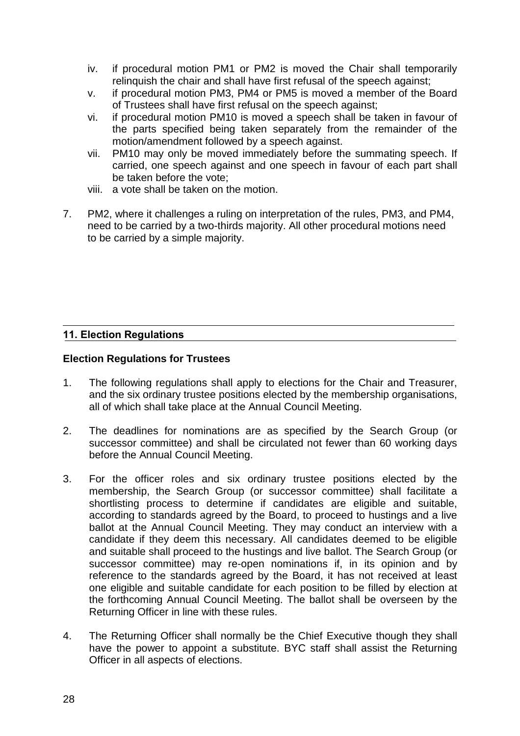iv. if procedural motion PM1 or PM2 is moved the Chair shall temporarily relinquish the chair and shall have first refusal of the speech against;
v. if procedural motion PM3, PM4 or PM5 is moved a member of the Board of Trustees shall have first refusal on the speech against;
vi. if procedural motion PM10 is moved a speech shall be taken in favour of the parts specified being taken separately from the remainder of the motion/amendment followed by a speech against.
vii. PM10 may only be moved immediately before the summating speech. If carried, one speech against and one speech in favour of each part shall be taken before the vote;
viii. a vote shall be taken on the motion.

7. PM2, where it challenges a ruling on interpretation of the rules, PM3, and PM4, need to be carried by a two-thirds majority. All other procedural motions need to be carried by a simple majority.

## 11. Election Regulations

### Election Regulations for Trustees

1. The following regulations shall apply to elections for the Chair and Treasurer, and the six ordinary trustee positions elected by the membership organisations, all of which shall take place at the Annual Council Meeting.

2. The deadlines for nominations are as specified by the Search Group (or successor committee) and shall be circulated not fewer than 60 working days before the Annual Council Meeting.

3. For the officer roles and six ordinary trustee positions elected by the membership, the Search Group (or successor committee) shall facilitate a shortlisting process to determine if candidates are eligible and suitable, according to standards agreed by the Board, to proceed to hustings and a live ballot at the Annual Council Meeting. They may conduct an interview with a candidate if they deem this necessary. All candidates deemed to be eligible and suitable shall proceed to the hustings and live ballot. The Search Group (or successor committee) may re-open nominations if, in its opinion and by reference to the standards agreed by the Board, it has not received at least one eligible and suitable candidate for each position to be filled by election at the forthcoming Annual Council Meeting. The ballot shall be overseen by the Returning Officer in line with these rules.

4. The Returning Officer shall normally be the Chief Executive though they shall have the power to appoint a substitute. BYC staff shall assist the Returning Officer in all aspects of elections.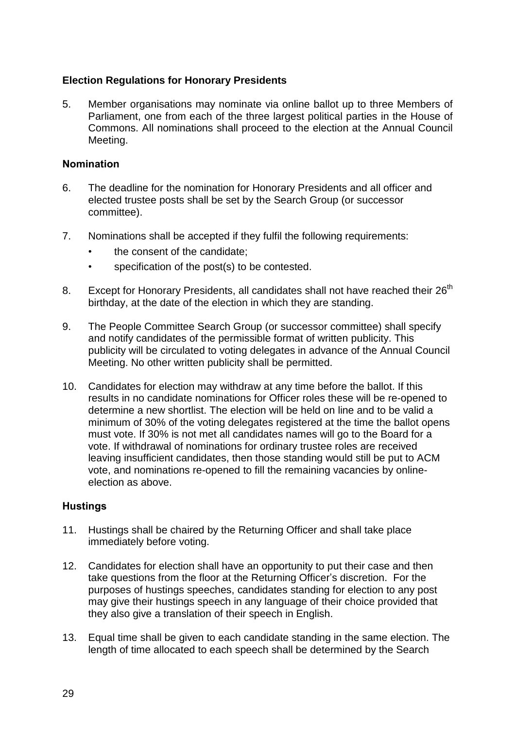**Election Regulations for Honorary Presidents**

5. Member organisations may nominate via online ballot up to three Members of Parliament, one from each of the three largest political parties in the House of Commons. All nominations shall proceed to the election at the Annual Council Meeting.

**Nomination**

6. The deadline for the nomination for Honorary Presidents and all officer and elected trustee posts shall be set by the Search Group (or successor committee).

7. Nominations shall be accepted if they fulfil the following requirements:
   - the consent of the candidate;
   - specification of the post(s) to be contested.

8. Except for Honorary Presidents, all candidates shall not have reached their 26th birthday, at the date of the election in which they are standing.

9. The People Committee Search Group (or successor committee) shall specify and notify candidates of the permissible format of written publicity. This publicity will be circulated to voting delegates in advance of the Annual Council Meeting. No other written publicity shall be permitted.

10. Candidates for election may withdraw at any time before the ballot. If this results in no candidate nominations for Officer roles these will be re-opened to determine a new shortlist. The election will be held on line and to be valid a minimum of 30% of the voting delegates registered at the time the ballot opens must vote. If 30% is not met all candidates names will go to the Board for a vote. If withdrawal of nominations for ordinary trustee roles are received leaving insufficient candidates, then those standing would still be put to ACM vote, and nominations re-opened to fill the remaining vacancies by online-election as above.

**Hustings**

11. Hustings shall be chaired by the Returning Officer and shall take place immediately before voting.

12. Candidates for election shall have an opportunity to put their case and then take questions from the floor at the Returning Officer's discretion. For the purposes of hustings speeches, candidates standing for election to any post may give their hustings speech in any language of their choice provided that they also give a translation of their speech in English.

13. Equal time shall be given to each candidate standing in the same election. The length of time allocated to each speech shall be determined by the Search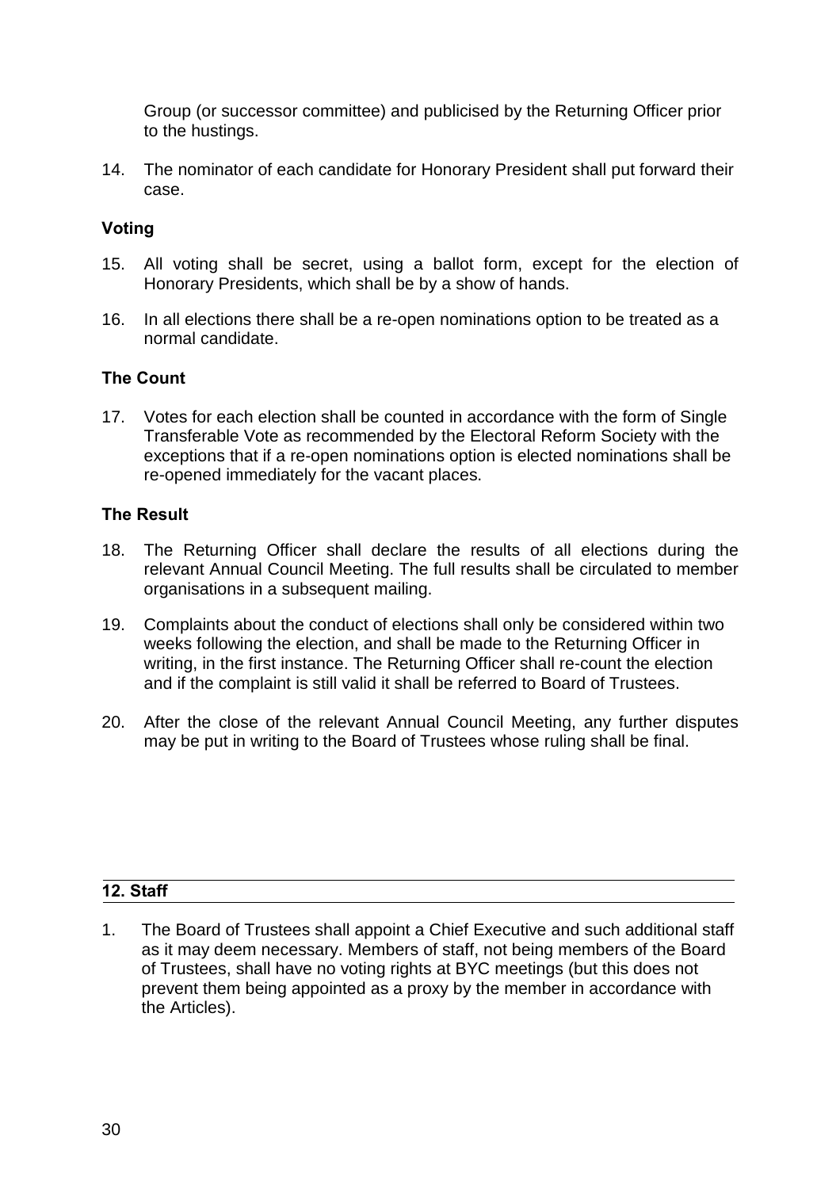Group (or successor committee) and publicised by the Returning Officer prior to the hustings.

14. The nominator of each candidate for Honorary President shall put forward their case.

### Voting

15. All voting shall be secret, using a ballot form, except for the election of Honorary Presidents, which shall be by a show of hands.

16. In all elections there shall be a re-open nominations option to be treated as a normal candidate.

### The Count

17. Votes for each election shall be counted in accordance with the form of Single Transferable Vote as recommended by the Electoral Reform Society with the exceptions that if a re-open nominations option is elected nominations shall be re-opened immediately for the vacant places.

### The Result

18. The Returning Officer shall declare the results of all elections during the relevant Annual Council Meeting. The full results shall be circulated to member organisations in a subsequent mailing.

19. Complaints about the conduct of elections shall only be considered within two weeks following the election, and shall be made to the Returning Officer in writing, in the first instance. The Returning Officer shall re-count the election and if the complaint is still valid it shall be referred to Board of Trustees.

20. After the close of the relevant Annual Council Meeting, any further disputes may be put in writing to the Board of Trustees whose ruling shall be final.

## 12. Staff

1. The Board of Trustees shall appoint a Chief Executive and such additional staff as it may deem necessary. Members of staff, not being members of the Board of Trustees, shall have no voting rights at BYC meetings (but this does not prevent them being appointed as a proxy by the member in accordance with the Articles).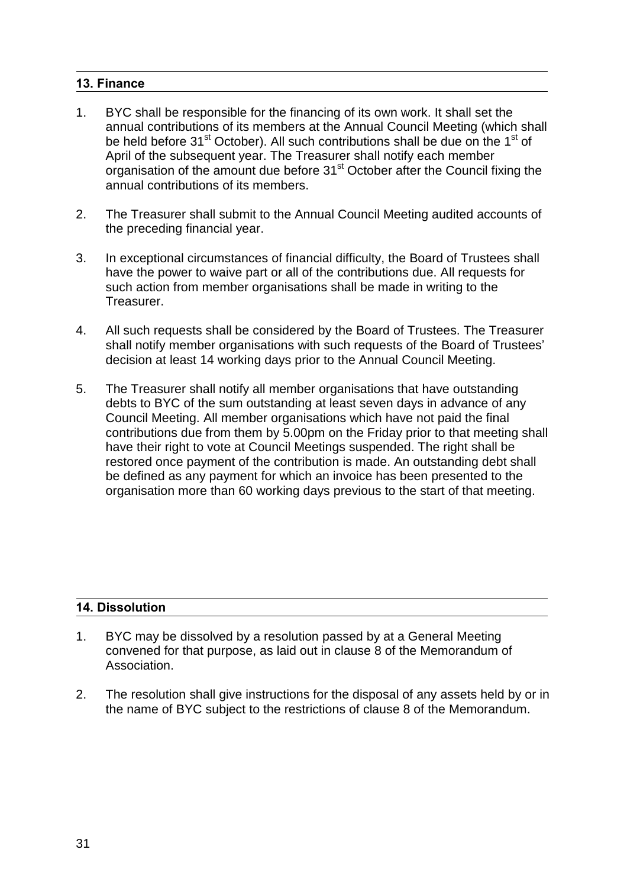## 13. Finance

1. BYC shall be responsible for the financing of its own work. It shall set the annual contributions of its members at the Annual Council Meeting (which shall be held before 31st October). All such contributions shall be due on the 1st of April of the subsequent year. The Treasurer shall notify each member organisation of the amount due before 31st October after the Council fixing the annual contributions of its members.

2. The Treasurer shall submit to the Annual Council Meeting audited accounts of the preceding financial year.

3. In exceptional circumstances of financial difficulty, the Board of Trustees shall have the power to waive part or all of the contributions due. All requests for such action from member organisations shall be made in writing to the Treasurer.

4. All such requests shall be considered by the Board of Trustees. The Treasurer shall notify member organisations with such requests of the Board of Trustees' decision at least 14 working days prior to the Annual Council Meeting.

5. The Treasurer shall notify all member organisations that have outstanding debts to BYC of the sum outstanding at least seven days in advance of any Council Meeting. All member organisations which have not paid the final contributions due from them by 5.00pm on the Friday prior to that meeting shall have their right to vote at Council Meetings suspended. The right shall be restored once payment of the contribution is made. An outstanding debt shall be defined as any payment for which an invoice has been presented to the organisation more than 60 working days previous to the start of that meeting.

## 14. Dissolution

1. BYC may be dissolved by a resolution passed by at a General Meeting convened for that purpose, as laid out in clause 8 of the Memorandum of Association.

2. The resolution shall give instructions for the disposal of any assets held by or in the name of BYC subject to the restrictions of clause 8 of the Memorandum.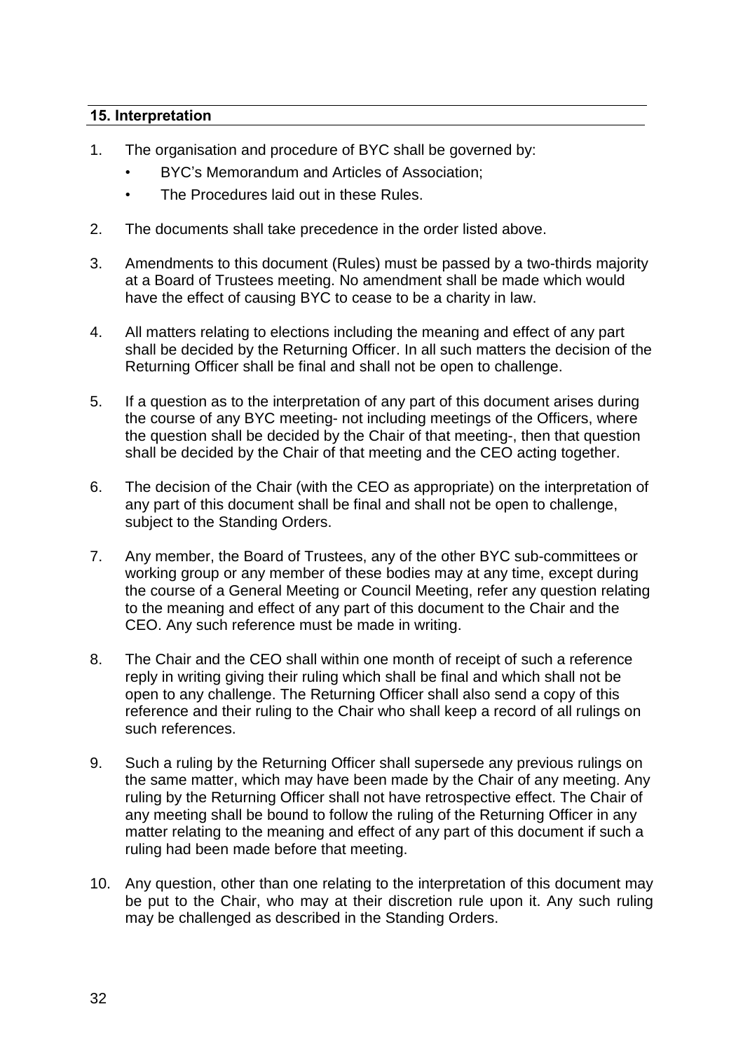## 15. Interpretation

1. The organisation and procedure of BYC shall be governed by:
    - BYC's Memorandum and Articles of Association;
    - The Procedures laid out in these Rules.
2. The documents shall take precedence in the order listed above.
3. Amendments to this document (Rules) must be passed by a two-thirds majority at a Board of Trustees meeting. No amendment shall be made which would have the effect of causing BYC to cease to be a charity in law.
4. All matters relating to elections including the meaning and effect of any part shall be decided by the Returning Officer. In all such matters the decision of the Returning Officer shall be final and shall not be open to challenge.
5. If a question as to the interpretation of any part of this document arises during the course of any BYC meeting- not including meetings of the Officers, where the question shall be decided by the Chair of that meeting-, then that question shall be decided by the Chair of that meeting and the CEO acting together.
6. The decision of the Chair (with the CEO as appropriate) on the interpretation of any part of this document shall be final and shall not be open to challenge, subject to the Standing Orders.
7. Any member, the Board of Trustees, any of the other BYC sub-committees or working group or any member of these bodies may at any time, except during the course of a General Meeting or Council Meeting, refer any question relating to the meaning and effect of any part of this document to the Chair and the CEO. Any such reference must be made in writing.
8. The Chair and the CEO shall within one month of receipt of such a reference reply in writing giving their ruling which shall be final and which shall not be open to any challenge. The Returning Officer shall also send a copy of this reference and their ruling to the Chair who shall keep a record of all rulings on such references.
9. Such a ruling by the Returning Officer shall supersede any previous rulings on the same matter, which may have been made by the Chair of any meeting. Any ruling by the Returning Officer shall not have retrospective effect. The Chair of any meeting shall be bound to follow the ruling of the Returning Officer in any matter relating to the meaning and effect of any part of this document if such a ruling had been made before that meeting.
10. Any question, other than one relating to the interpretation of this document may be put to the Chair, who may at their discretion rule upon it. Any such ruling may be challenged as described in the Standing Orders.